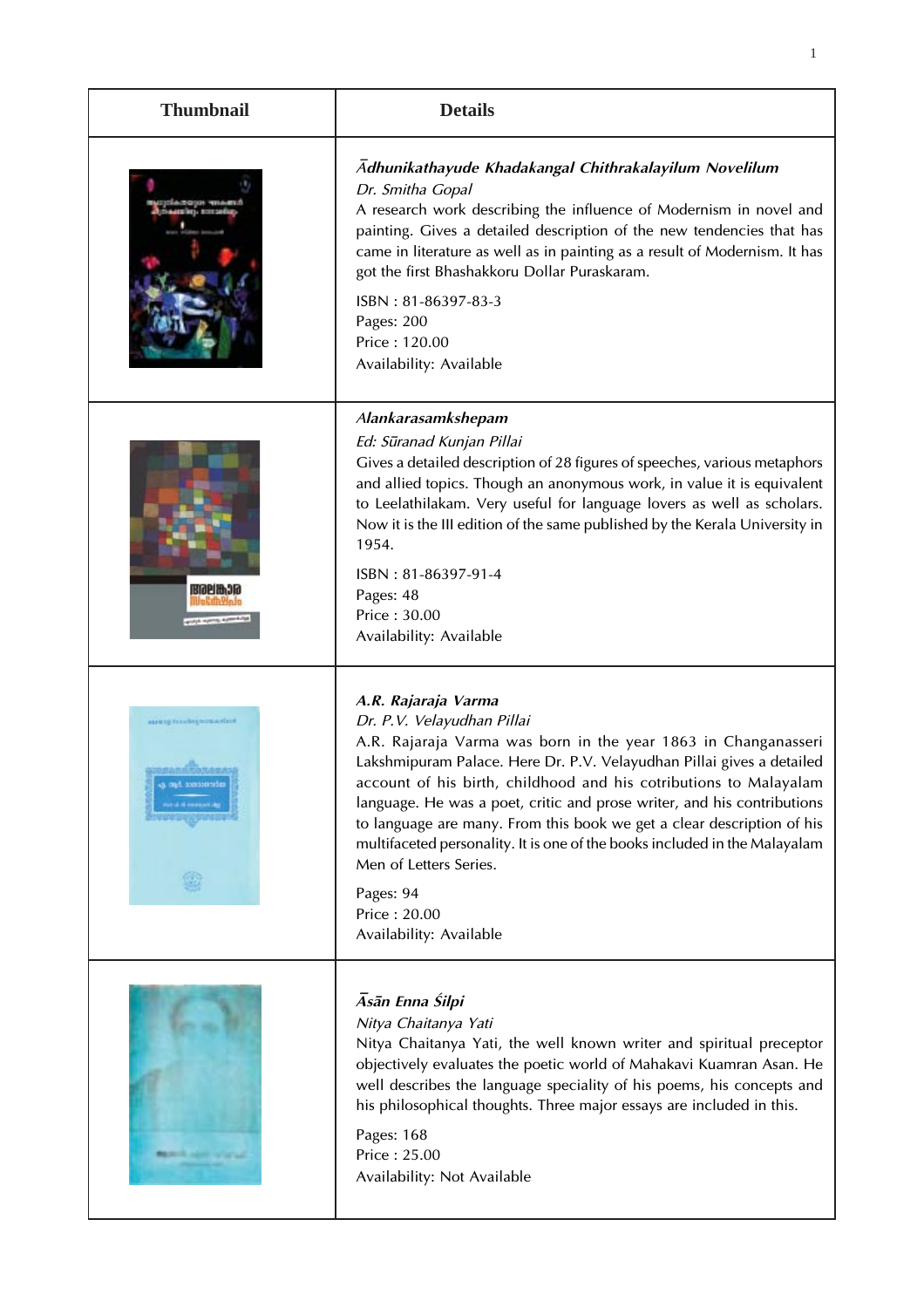| Thumbnail | Details |
|---|---|
| | ***Ādhunikathayude Khadakangal Chithrakalayilum Novelilum***<br>*Dr. Smitha Gopal*<br>A research work describing the influence of Modernism in novel and painting. Gives a detailed description of the new tendencies that has came in literature as well as in painting as a result of Modernism. It has got the first Bhashakkoru Dollar Puraskaram.<br>ISBN : 81-86397-83-3<br>Pages: 200<br>Price : 120.00<br>Availability: Available |
| | ***Alankarasamkshepam***<br>*Ed: Sūranad Kunjan Pillai*<br>Gives a detailed description of 28 figures of speeches, various metaphors and allied topics. Though an anonymous work, in value it is equivalent to Leelathilakam. Very useful for language lovers as well as scholars. Now it is the III edition of the same published by the Kerala University in 1954.<br>ISBN : 81-86397-91-4<br>Pages: 48<br>Price : 30.00<br>Availability: Available |
| | ***A.R. Rajaraja Varma***<br>*Dr. P.V. Velayudhan Pillai*<br>A.R. Rajaraja Varma was born in the year 1863 in Changanasseri Lakshmipuram Palace. Here Dr. P.V. Velayudhan Pillai gives a detailed account of his birth, childhood and his cotributions to Malayalam language. He was a poet, critic and prose writer, and his contributions to language are many. From this book we get a clear description of his multifaceted personality. It is one of the books included in the Malayalam Men of Letters Series.<br>Pages: 94<br>Price : 20.00<br>Availability: Available |
| | ***Āsān Enna Śilpi***<br>*Nitya Chaitanya Yati*<br>Nitya Chaitanya Yati, the well known writer and spiritual preceptor objectively evaluates the poetic world of Mahakavi Kuamran Asan. He well describes the language speciality of his poems, his concepts and his philosophical thoughts. Three major essays are included in this.<br>Pages: 168<br>Price : 25.00<br>Availability: Not Available |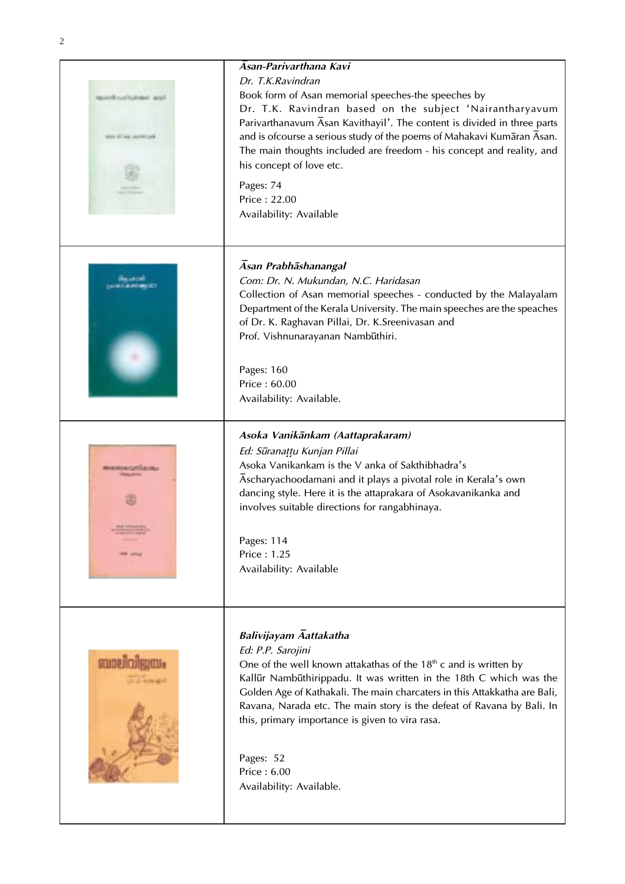***Āsan-Parivarthana Kavi***

*Dr. T.K.Ravindran*

Book form of Asan memorial speeches-the speeches by Dr. T.K. Ravindran based on the subject 'Nairantharyavum Parivarthanavum Āsan Kavithayil'. The content is divided in three parts and is ofcourse a serious study of the poems of Mahakavi Kumāran Āsan. The main thoughts included are freedom - his concept and reality, and his concept of love etc.

Pages: 74
Price : 22.00
Availability: Available

***Āsan Prabhāshanangal***

*Com: Dr. N. Mukundan, N.C. Haridasan*

Collection of Asan memorial speeches - conducted by the Malayalam Department of the Kerala University. The main speeches are the speaches of Dr. K. Raghavan Pillai, Dr. K.Sreenivasan and Prof. Vishnunarayanan Nambūthiri.

Pages: 160
Price : 60.00
Availability: Available.

***Asoka Vanikānkam (Aattaprakaram)***

*Ed: Sūranaṭṭu Kunjan Pillai*

Asoka Vanikankam is the V anka of Sakthibhadra's Āscharyachoodamani and it plays a pivotal role in Kerala's own dancing style. Here it is the attaprakara of Asokavanikanka and involves suitable directions for rangabhinaya.

Pages: 114
Price : 1.25
Availability: Available

***Balivijayam Āattakatha***

*Ed: P.P. Sarojini*

One of the well known attakathas of the 18th c and is written by Kallūr Nambūthirippadu. It was written in the 18th C which was the Golden Age of Kathakali. The main charcaters in this Attakkatha are Bali, Ravana, Narada etc. The main story is the defeat of Ravana by Bali. In this, primary importance is given to vira rasa.

Pages: 52
Price : 6.00
Availability: Available.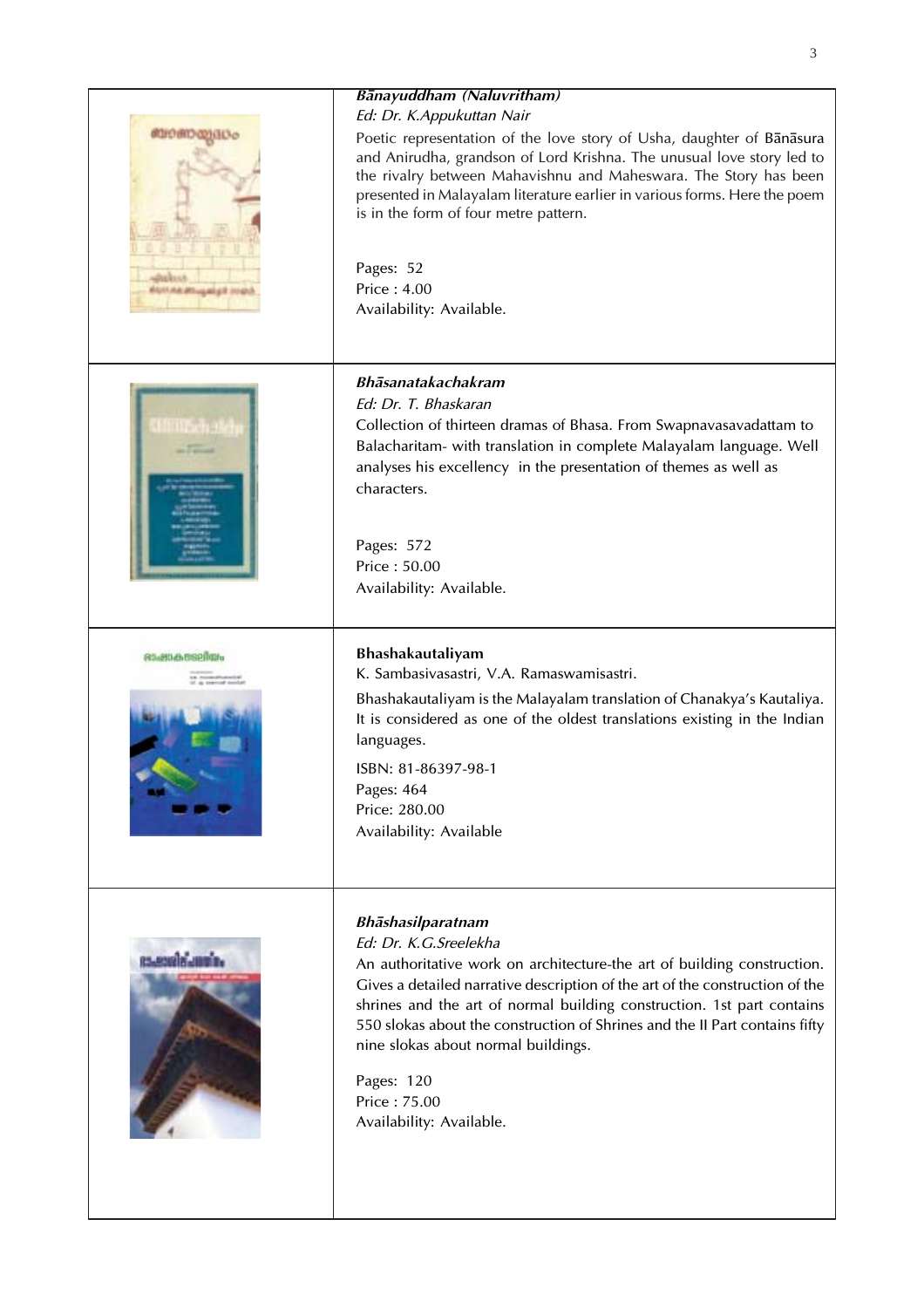***Bānayuddham (Naluvritham)***

*Ed: Dr. K.Appukuttan Nair*

Poetic representation of the love story of Usha, daughter of Bānāsura and Anirudha, grandson of Lord Krishna. The unusual love story led to the rivalry between Mahavishnu and Maheswara. The Story has been presented in Malayalam literature earlier in various forms. Here the poem is in the form of four metre pattern.

Pages: 52
Price : 4.00
Availability: Available.

***Bhāsanatakachakram***

*Ed: Dr. T. Bhaskaran*

Collection of thirteen dramas of Bhasa. From Swapnavasavadattam to Balacharitam- with translation in complete Malayalam language. Well analyses his excellency in the presentation of themes as well as characters.

Pages: 572
Price : 50.00
Availability: Available.

**Bhashakautaliyam**

K. Sambasivasastri, V.A. Ramaswamisastri.

Bhashakautaliyam is the Malayalam translation of Chanakya's Kautaliya. It is considered as one of the oldest translations existing in the Indian languages.

ISBN: 81-86397-98-1
Pages: 464
Price: 280.00
Availability: Available

***Bhāshasilparatnam***

*Ed: Dr. K.G.Sreelekha*

An authoritative work on architecture-the art of building construction. Gives a detailed narrative description of the art of the construction of the shrines and the art of normal building construction. 1st part contains 550 slokas about the construction of Shrines and the II Part contains fifty nine slokas about normal buildings.

Pages: 120
Price : 75.00
Availability: Available.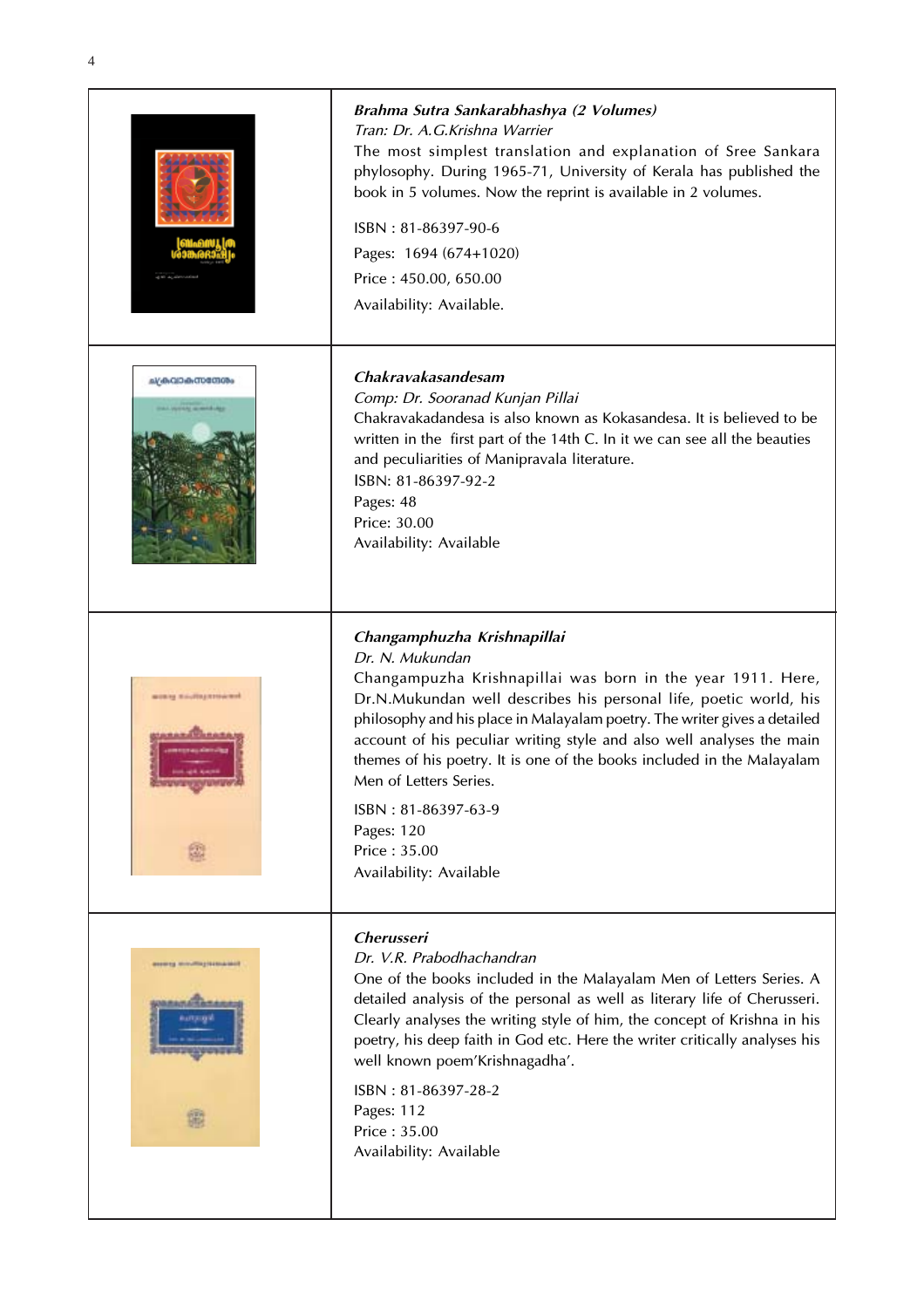***Brahma Sutra Sankarabhashya (2 Volumes)***
*Tran: Dr. A.G.Krishna Warrier*
The most simplest translation and explanation of Sree Sankara phylosophy. During 1965-71, University of Kerala has published the book in 5 volumes. Now the reprint is available in 2 volumes.

ISBN : 81-86397-90-6

Pages: 1694 (674+1020)

Price : 450.00, 650.00

Availability: Available.

---

***Chakravakasandesam***
*Comp: Dr. Sooranad Kunjan Pillai*
Chakravakadandesa is also known as Kokasandesa. It is believed to be written in the first part of the 14th C. In it we can see all the beauties and peculiarities of Manipravala literature.
ISBN: 81-86397-92-2
Pages: 48
Price: 30.00
Availability: Available

---

***Changamphuzha Krishnapillai***
*Dr. N. Mukundan*
Changampuzha Krishnapillai was born in the year 1911. Here, Dr.N.Mukundan well describes his personal life, poetic world, his philosophy and his place in Malayalam poetry. The writer gives a detailed account of his peculiar writing style and also well analyses the main themes of his poetry. It is one of the books included in the Malayalam Men of Letters Series.

ISBN : 81-86397-63-9
Pages: 120
Price : 35.00
Availability: Available

---

***Cherusseri***
*Dr. V.R. Prabodhachandran*
One of the books included in the Malayalam Men of Letters Series. A detailed analysis of the personal as well as literary life of Cherusseri. Clearly analyses the writing style of him, the concept of Krishna in his poetry, his deep faith in God etc. Here the writer critically analyses his well known poem'Krishnagadha'.

ISBN : 81-86397-28-2
Pages: 112
Price : 35.00
Availability: Available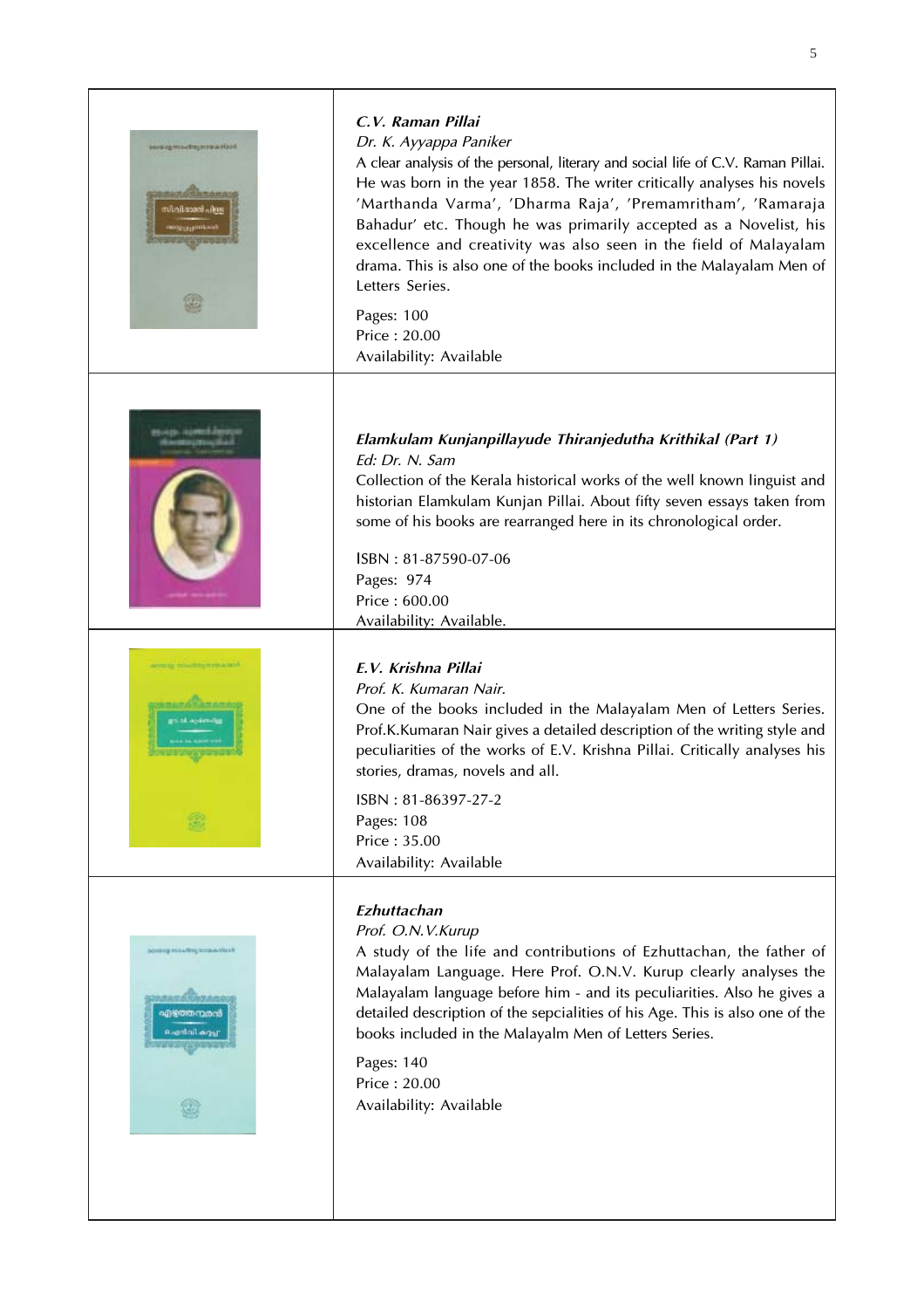***C.V. Raman Pillai***

*Dr. K. Ayyappa Paniker*

A clear analysis of the personal, literary and social life of C.V. Raman Pillai. He was born in the year 1858. The writer critically analyses his novels 'Marthanda Varma', 'Dharma Raja', 'Premamritham', 'Ramaraja Bahadur' etc. Though he was primarily accepted as a Novelist, his excellence and creativity was also seen in the field of Malayalam drama. This is also one of the books included in the Malayalam Men of Letters Series.

Pages: 100
Price : 20.00
Availability: Available

***Elamkulam Kunjanpillayude Thiranjedutha Krithikal (Part 1)***

*Ed: Dr. N. Sam*

Collection of the Kerala historical works of the well known linguist and historian Elamkulam Kunjan Pillai. About fifty seven essays taken from some of his books are rearranged here in its chronological order.

ISBN : 81-87590-07-06
Pages: 974
Price : 600.00
Availability: Available.

***E.V. Krishna Pillai***

*Prof. K. Kumaran Nair.*

One of the books included in the Malayalam Men of Letters Series. Prof.K.Kumaran Nair gives a detailed description of the writing style and peculiarities of the works of E.V. Krishna Pillai. Critically analyses his stories, dramas, novels and all.

ISBN : 81-86397-27-2
Pages: 108
Price : 35.00
Availability: Available

***Ezhuttachan***

*Prof. O.N.V.Kurup*

A study of the life and contributions of Ezhuttachan, the father of Malayalam Language. Here Prof. O.N.V. Kurup clearly analyses the Malayalam language before him - and its peculiarities. Also he gives a detailed description of the sepcialities of his Age. This is also one of the books included in the Malayalm Men of Letters Series.

Pages: 140
Price : 20.00
Availability: Available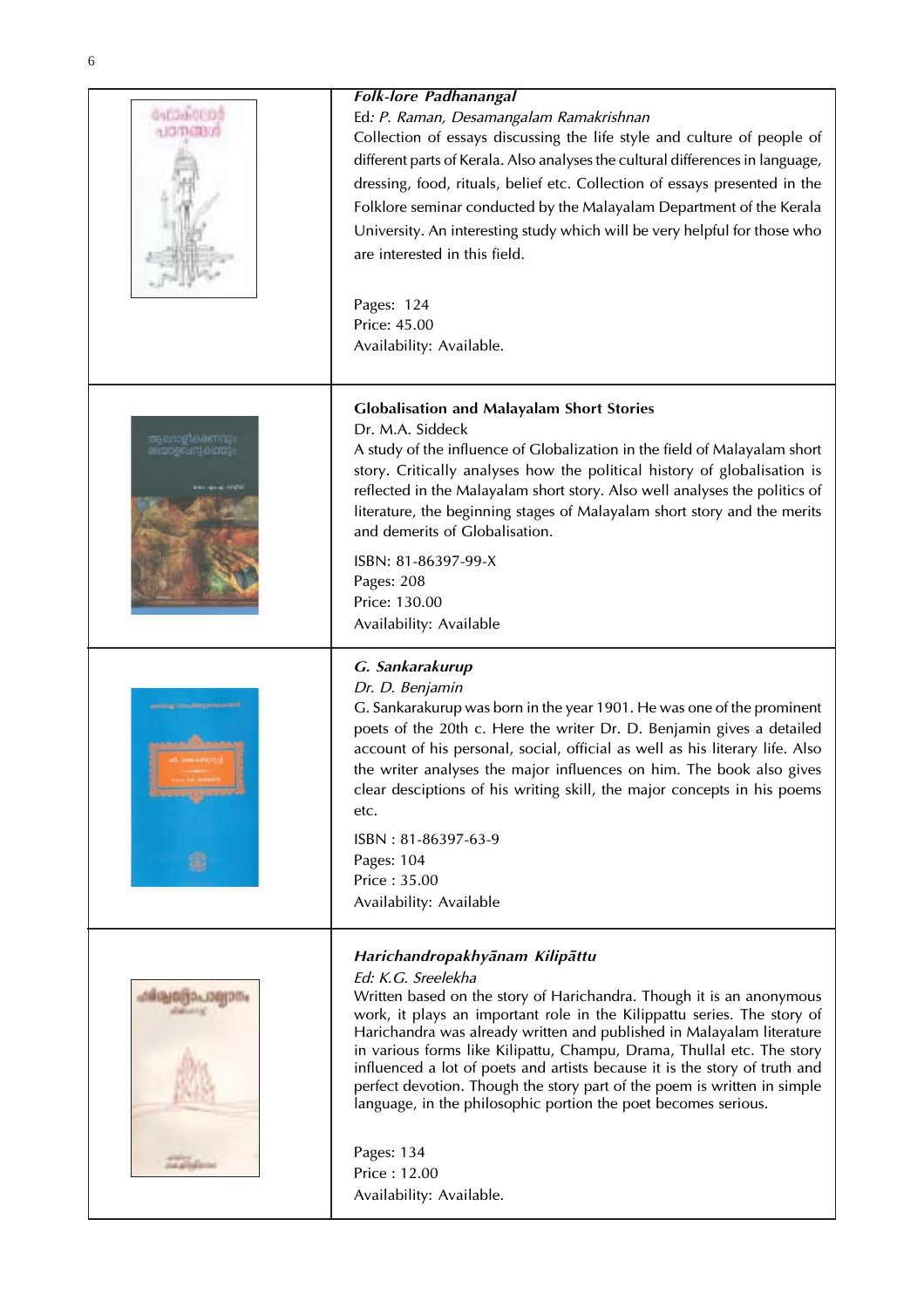***Folk-lore Padhanangal***

Ed*: P. Raman, Desamangalam Ramakrishnan*

Collection of essays discussing the life style and culture of people of different parts of Kerala. Also analyses the cultural differences in language, dressing, food, rituals, belief etc. Collection of essays presented in the Folklore seminar conducted by the Malayalam Department of the Kerala University. An interesting study which will be very helpful for those who are interested in this field.

Pages: 124
Price: 45.00
Availability: Available.

**Globalisation and Malayalam Short Stories**

Dr. M.A. Siddeck

A study of the influence of Globalization in the field of Malayalam short story. Critically analyses how the political history of globalisation is reflected in the Malayalam short story. Also well analyses the politics of literature, the beginning stages of Malayalam short story and the merits and demerits of Globalisation.

ISBN: 81-86397-99-X
Pages: 208
Price: 130.00
Availability: Available

***G. Sankarakurup***

*Dr. D. Benjamin*

G. Sankarakurup was born in the year 1901. He was one of the prominent poets of the 20th c. Here the writer Dr. D. Benjamin gives a detailed account of his personal, social, official as well as his literary life. Also the writer analyses the major influences on him. The book also gives clear desciptions of his writing skill, the major concepts in his poems etc.

ISBN : 81-86397-63-9
Pages: 104
Price : 35.00
Availability: Available

***Harichandropakhyānam Kilipāttu***

*Ed: K.G. Sreelekha*

Written based on the story of Harichandra. Though it is an anonymous work, it plays an important role in the Kilippattu series. The story of Harichandra was already written and published in Malayalam literature in various forms like Kilipattu, Champu, Drama, Thullal etc. The story influenced a lot of poets and artists because it is the story of truth and perfect devotion. Though the story part of the poem is written in simple language, in the philosophic portion the poet becomes serious.

Pages: 134
Price : 12.00
Availability: Available.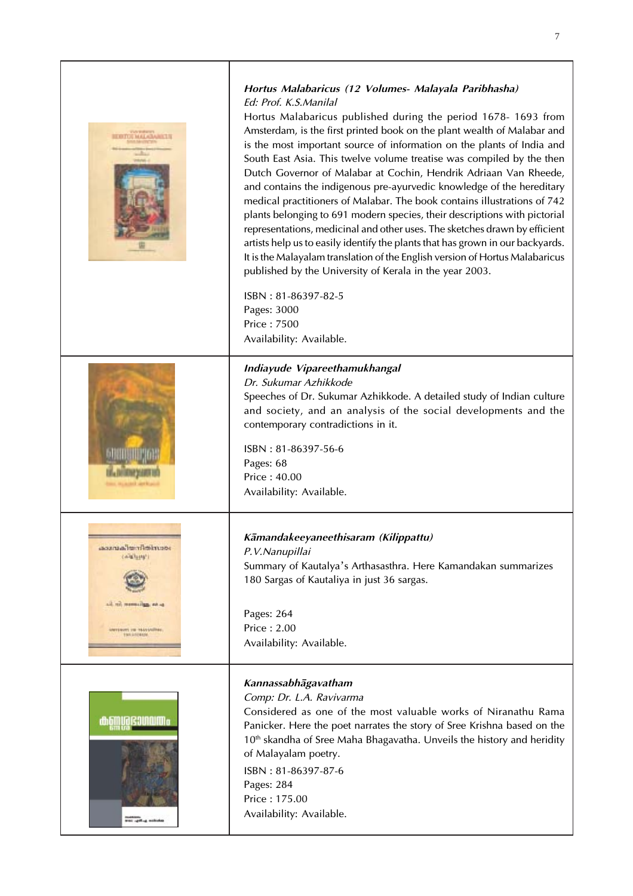***Hortus Malabaricus (12 Volumes- Malayala Paribhasha)***

*Ed: Prof. K.S.Manilal*

Hortus Malabaricus published during the period 1678- 1693 from Amsterdam, is the first printed book on the plant wealth of Malabar and is the most important source of information on the plants of India and South East Asia. This twelve volume treatise was compiled by the then Dutch Governor of Malabar at Cochin, Hendrik Adriaan Van Rheede, and contains the indigenous pre-ayurvedic knowledge of the hereditary medical practitioners of Malabar. The book contains illustrations of 742 plants belonging to 691 modern species, their descriptions with pictorial representations, medicinal and other uses. The sketches drawn by efficient artists help us to easily identify the plants that has grown in our backyards. It is the Malayalam translation of the English version of Hortus Malabaricus published by the University of Kerala in the year 2003.

ISBN : 81-86397-82-5
Pages: 3000
Price : 7500
Availability: Available.

***Indiayude Vipareethamukhangal***

*Dr. Sukumar Azhikkode*

Speeches of Dr. Sukumar Azhikkode. A detailed study of Indian culture and society, and an analysis of the social developments and the contemporary contradictions in it.

ISBN : 81-86397-56-6
Pages: 68
Price : 40.00
Availability: Available.

***Kāmandakeeyaneethisaram (Kilippattu)***

*P.V.Nanupillai*

Summary of Kautalya's Arthasasthra. Here Kamandakan summarizes 180 Sargas of Kautaliya in just 36 sargas.

Pages: 264
Price : 2.00
Availability: Available.

***Kannassabhāgavatham***

*Comp: Dr. L.A. Ravivarma*

Considered as one of the most valuable works of Niranathu Rama Panicker. Here the poet narrates the story of Sree Krishna based on the 10th skandha of Sree Maha Bhagavatha. Unveils the history and heridity of Malayalam poetry.

ISBN : 81-86397-87-6
Pages: 284
Price : 175.00
Availability: Available.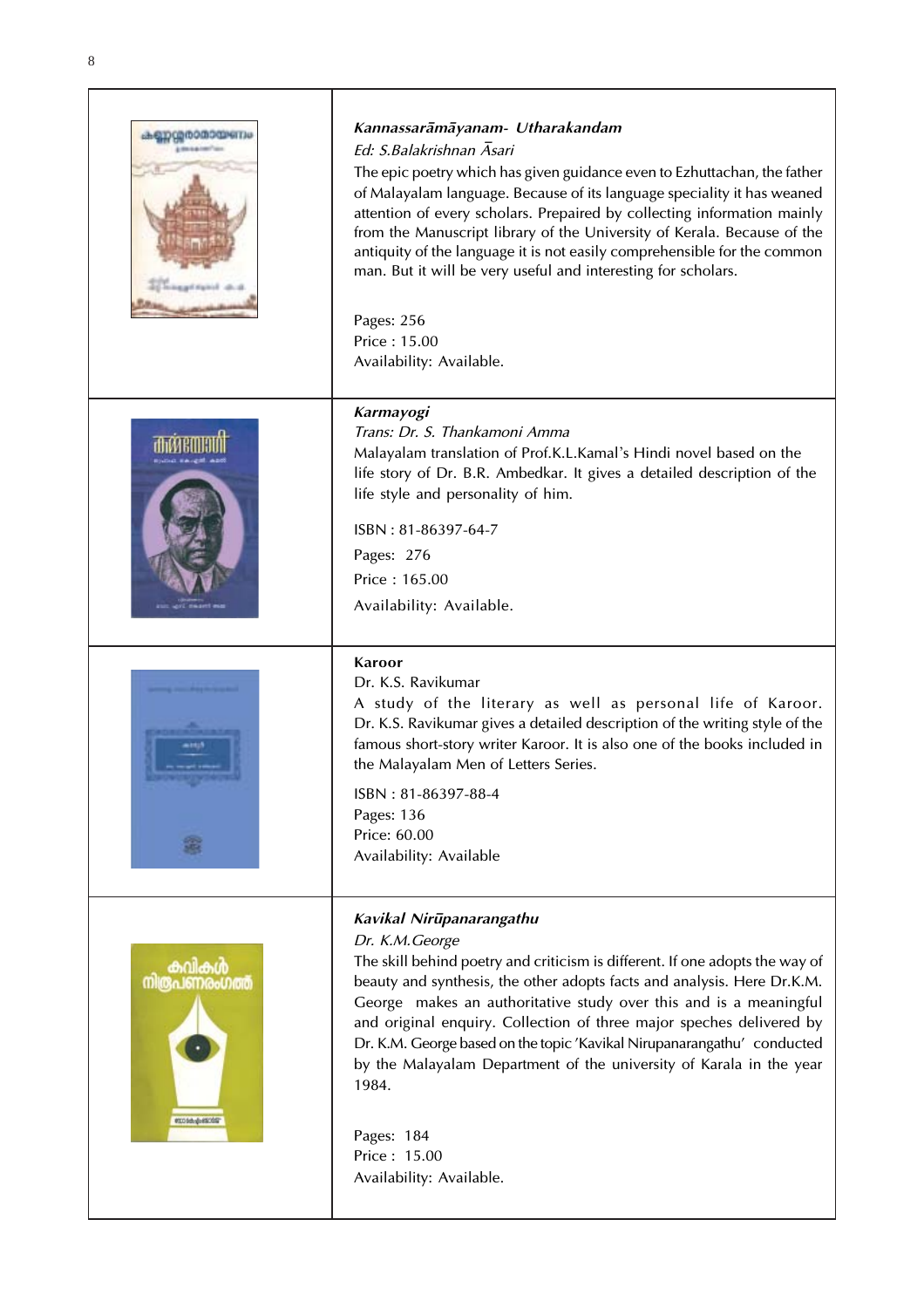***Kannassarāmāyanam- Utharakandam***

*Ed: S.Balakrishnan Āsari*

The epic poetry which has given guidance even to Ezhuttachan, the father of Malayalam language. Because of its language speciality it has weaned attention of every scholars. Prepaired by collecting information mainly from the Manuscript library of the University of Kerala. Because of the antiquity of the language it is not easily comprehensible for the common man. But it will be very useful and interesting for scholars.

Pages: 256

Price : 15.00

Availability: Available.

***Karmayogi***

*Trans: Dr. S. Thankamoni Amma*

Malayalam translation of Prof.K.L.Kamal's Hindi novel based on the life story of Dr. B.R. Ambedkar. It gives a detailed description of the life style and personality of him.

ISBN : 81-86397-64-7

Pages: 276

Price : 165.00

Availability: Available.

**Karoor**

Dr. K.S. Ravikumar

A study of the literary as well as personal life of Karoor. Dr. K.S. Ravikumar gives a detailed description of the writing style of the famous short-story writer Karoor. It is also one of the books included in the Malayalam Men of Letters Series.

ISBN : 81-86397-88-4

Pages: 136

Price: 60.00

Availability: Available

***Kavikal Nirūpanarangathu***

*Dr. K.M.George*

The skill behind poetry and criticism is different. If one adopts the way of beauty and synthesis, the other adopts facts and analysis. Here Dr.K.M. George makes an authoritative study over this and is a meaningful and original enquiry. Collection of three major speches delivered by Dr. K.M. George based on the topic 'Kavikal Nirupanarangathu' conducted by the Malayalam Department of the university of Karala in the year 1984.

Pages: 184

Price : 15.00

Availability: Available.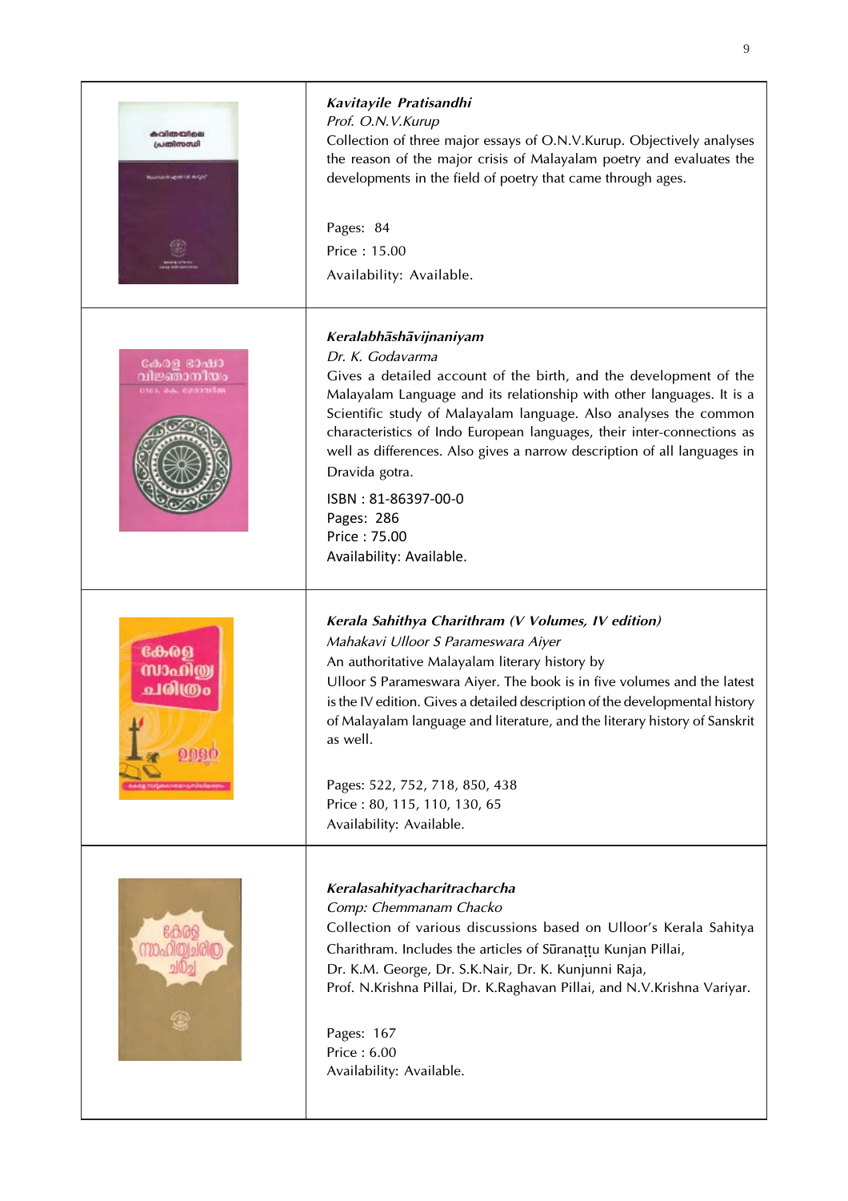***Kavitayile Pratisandhi***

*Prof. O.N.V.Kurup*

Collection of three major essays of O.N.V.Kurup. Objectively analyses the reason of the major crisis of Malayalam poetry and evaluates the developments in the field of poetry that came through ages.

Pages: 84

Price : 15.00

Availability: Available.

***Keralabhāshāvijnaniyam***

*Dr. K. Godavarma*

Gives a detailed account of the birth, and the development of the Malayalam Language and its relationship with other languages. It is a Scientific study of Malayalam language. Also analyses the common characteristics of Indo European languages, their inter-connections as well as differences. Also gives a narrow description of all languages in Dravida gotra.

ISBN : 81-86397-00-0

Pages: 286

Price : 75.00

Availability: Available.

***Kerala Sahithya Charithram (V Volumes, IV edition)***

*Mahakavi Ulloor S Parameswara Aiyer*

An authoritative Malayalam literary history by Ulloor S Parameswara Aiyer. The book is in five volumes and the latest is the IV edition. Gives a detailed description of the developmental history of Malayalam language and literature, and the literary history of Sanskrit as well.

Pages: 522, 752, 718, 850, 438

Price : 80, 115, 110, 130, 65

Availability: Available.

***Keralasahityacharitracharcha***

*Comp: Chemmanam Chacko*

Collection of various discussions based on Ulloor's Kerala Sahitya Charithram. Includes the articles of Sūranaṭṭu Kunjan Pillai, Dr. K.M. George, Dr. S.K.Nair, Dr. K. Kunjunni Raja, Prof. N.Krishna Pillai, Dr. K.Raghavan Pillai, and N.V.Krishna Variyar.

Pages: 167

Price : 6.00

Availability: Available.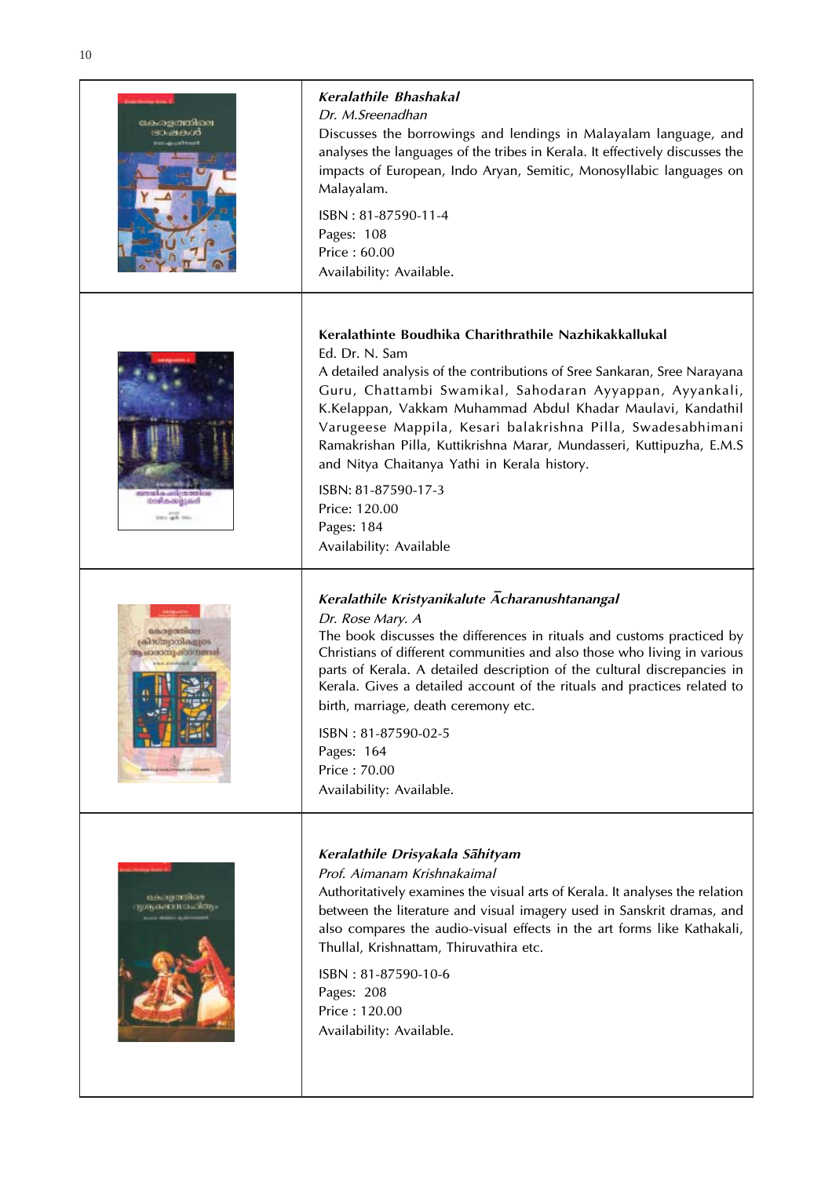***Keralathile Bhashakal***

*Dr. M.Sreenadhan*

Discusses the borrowings and lendings in Malayalam language, and analyses the languages of the tribes in Kerala. It effectively discusses the impacts of European, Indo Aryan, Semitic, Monosyllabic languages on Malayalam.

ISBN : 81-87590-11-4
Pages: 108
Price : 60.00
Availability: Available.

---

**Keralathinte Boudhika Charithrathile Nazhikakkallukal**

Ed. Dr. N. Sam

A detailed analysis of the contributions of Sree Sankaran, Sree Narayana Guru, Chattambi Swamikal, Sahodaran Ayyappan, Ayyankali, K.Kelappan, Vakkam Muhammad Abdul Khadar Maulavi, Kandathil Varugeese Mappila, Kesari balakrishna Pilla, Swadesabhimani Ramakrishan Pilla, Kuttikrishna Marar, Mundasseri, Kuttipuzha, E.M.S and Nitya Chaitanya Yathi in Kerala history.

ISBN: 81-87590-17-3
Price: 120.00
Pages: 184
Availability: Available

---

***Keralathile Kristyanikalute Ācharanushtanangal***

*Dr. Rose Mary. A*

The book discusses the differences in rituals and customs practiced by Christians of different communities and also those who living in various parts of Kerala. A detailed description of the cultural discrepancies in Kerala. Gives a detailed account of the rituals and practices related to birth, marriage, death ceremony etc.

ISBN : 81-87590-02-5
Pages: 164
Price : 70.00
Availability: Available.

---

***Keralathile Drisyakala Sāhityam***

*Prof. Aimanam Krishnakaimal*

Authoritatively examines the visual arts of Kerala. It analyses the relation between the literature and visual imagery used in Sanskrit dramas, and also compares the audio-visual effects in the art forms like Kathakali, Thullal, Krishnattam, Thiruvathira etc.

ISBN : 81-87590-10-6
Pages: 208
Price : 120.00
Availability: Available.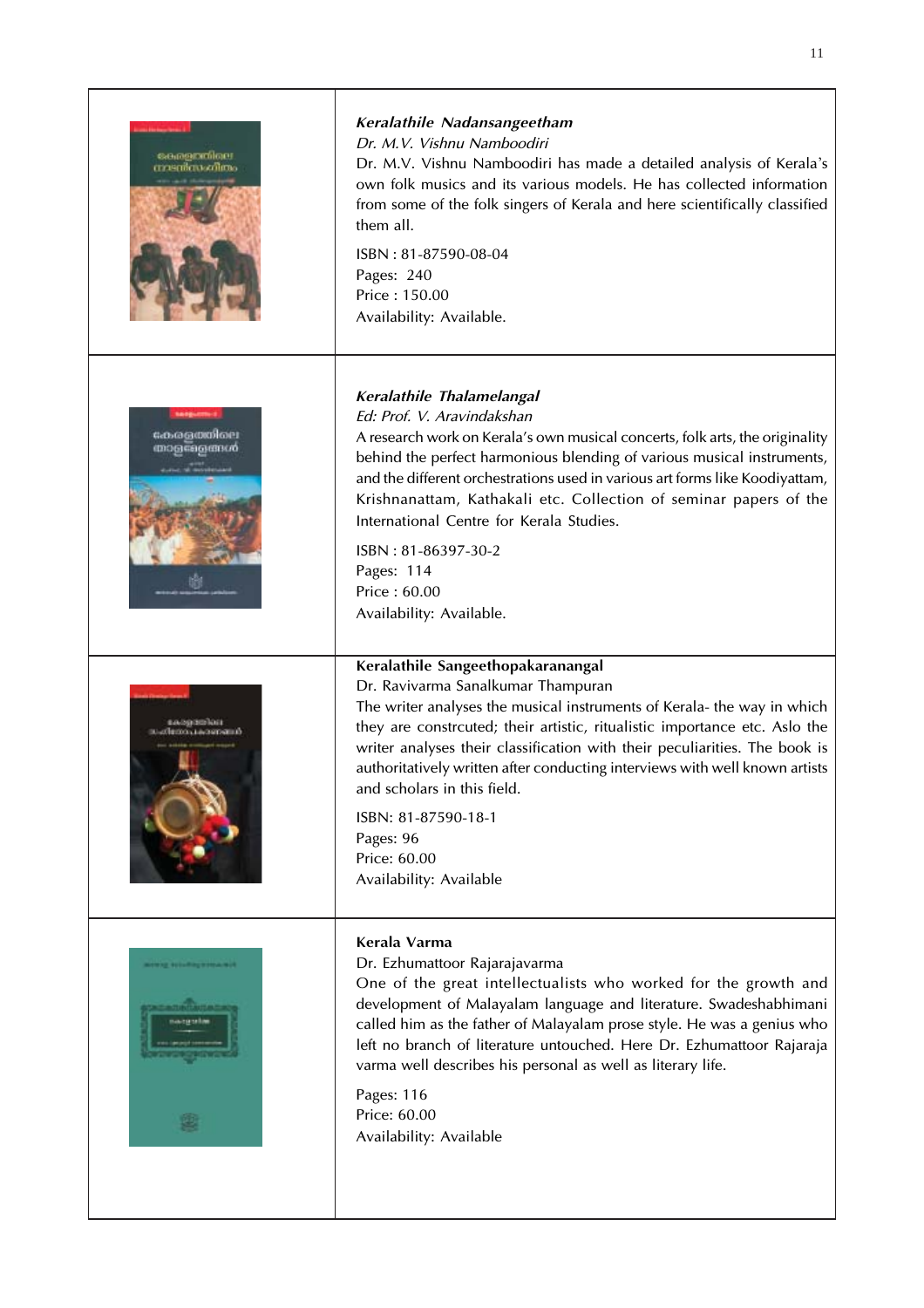***Keralathile Nadansangeetham***

*Dr. M.V. Vishnu Namboodiri*

Dr. M.V. Vishnu Namboodiri has made a detailed analysis of Kerala's own folk musics and its various models. He has collected information from some of the folk singers of Kerala and here scientifically classified them all.

ISBN : 81-87590-08-04
Pages: 240
Price : 150.00
Availability: Available.

***Keralathile Thalamelangal***

*Ed: Prof. V. Aravindakshan*

A research work on Kerala's own musical concerts, folk arts, the originality behind the perfect harmonious blending of various musical instruments, and the different orchestrations used in various art forms like Koodiyattam, Krishnanattam, Kathakali etc. Collection of seminar papers of the International Centre for Kerala Studies.

ISBN : 81-86397-30-2
Pages: 114
Price : 60.00
Availability: Available.

**Keralathile Sangeethopakaranangal**

Dr. Ravivarma Sanalkumar Thampuran

The writer analyses the musical instruments of Kerala- the way in which they are constrcuted; their artistic, ritualistic importance etc. Aslo the writer analyses their classification with their peculiarities. The book is authoritatively written after conducting interviews with well known artists and scholars in this field.

ISBN: 81-87590-18-1
Pages: 96
Price: 60.00
Availability: Available

**Kerala Varma**

Dr. Ezhumattoor Rajarajavarma

One of the great intellectualists who worked for the growth and development of Malayalam language and literature. Swadeshabhimani called him as the father of Malayalam prose style. He was a genius who left no branch of literature untouched. Here Dr. Ezhumattoor Rajaraja varma well describes his personal as well as literary life.

Pages: 116
Price: 60.00
Availability: Available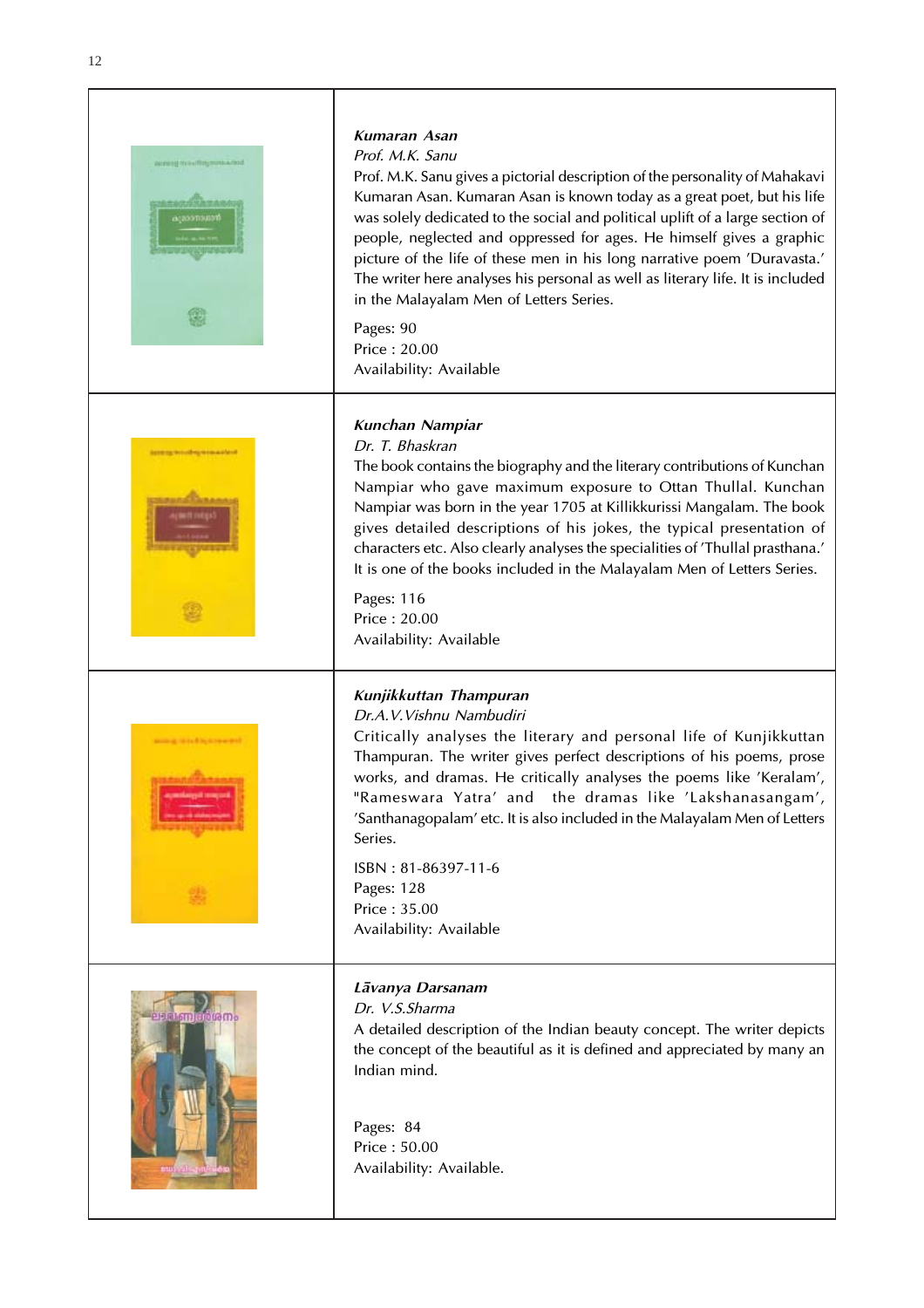***Kumaran Asan***
*Prof. M.K. Sanu*
Prof. M.K. Sanu gives a pictorial description of the personality of Mahakavi Kumaran Asan. Kumaran Asan is known today as a great poet, but his life was solely dedicated to the social and political uplift of a large section of people, neglected and oppressed for ages. He himself gives a graphic picture of the life of these men in his long narrative poem 'Duravasta.' The writer here analyses his personal as well as literary life. It is included in the Malayalam Men of Letters Series.

Pages: 90
Price : 20.00
Availability: Available

***Kunchan Nampiar***
*Dr. T. Bhaskran*
The book contains the biography and the literary contributions of Kunchan Nampiar who gave maximum exposure to Ottan Thullal. Kunchan Nampiar was born in the year 1705 at Killikkurissi Mangalam. The book gives detailed descriptions of his jokes, the typical presentation of characters etc. Also clearly analyses the specialities of 'Thullal prasthana.' It is one of the books included in the Malayalam Men of Letters Series.

Pages: 116
Price : 20.00
Availability: Available

***Kunjikkuttan Thampuran***
*Dr.A.V.Vishnu Nambudiri*
Critically analyses the literary and personal life of Kunjikkuttan Thampuran. The writer gives perfect descriptions of his poems, prose works, and dramas. He critically analyses the poems like 'Keralam', "Rameswara Yatra' and the dramas like 'Lakshanasangam', 'Santhanagopalam' etc. It is also included in the Malayalam Men of Letters Series.

ISBN : 81-86397-11-6
Pages: 128
Price : 35.00
Availability: Available

***Lāvanya Darsanam***
*Dr. V.S.Sharma*
A detailed description of the Indian beauty concept. The writer depicts the concept of the beautiful as it is defined and appreciated by many an Indian mind.

Pages: 84
Price : 50.00
Availability: Available.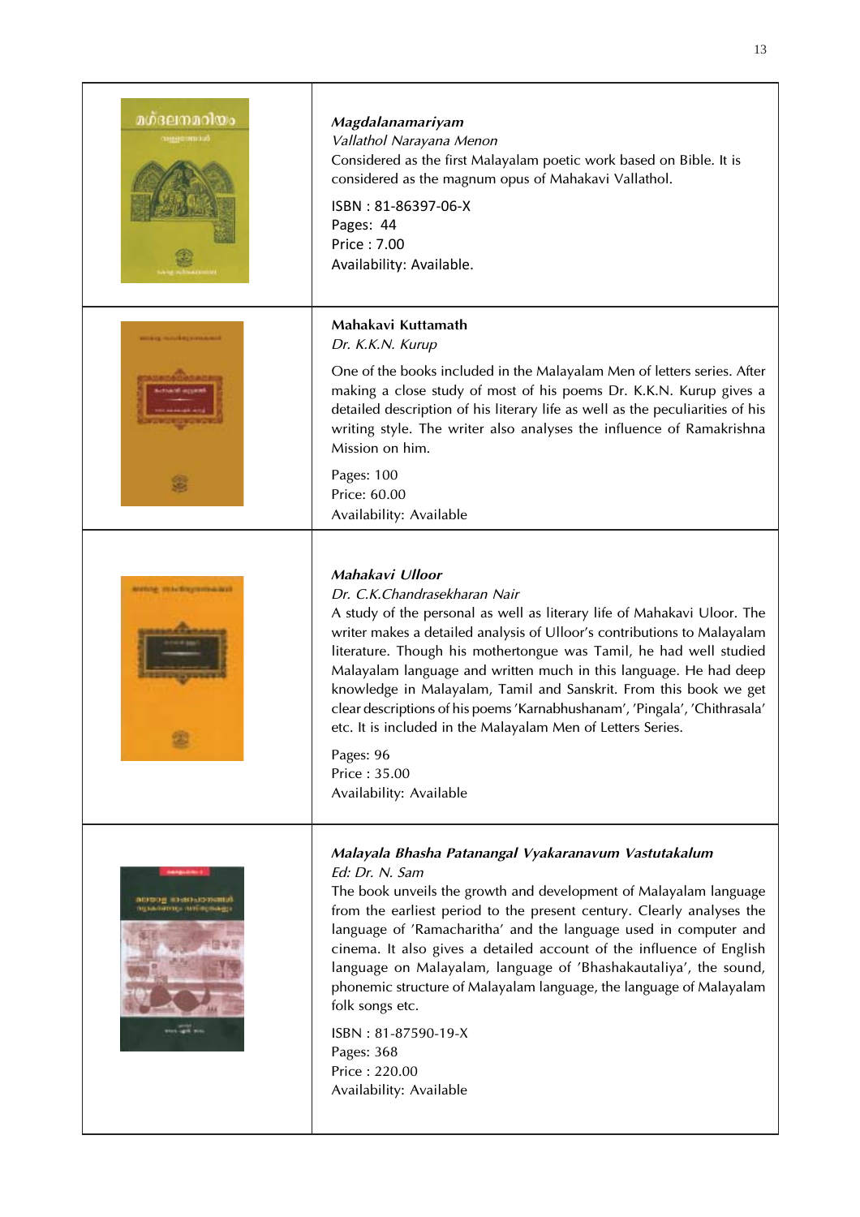***Magdalanamariyam***
*Vallathol Narayana Menon*
Considered as the first Malayalam poetic work based on Bible. It is considered as the magnum opus of Mahakavi Vallathol.

ISBN : 81-86397-06-X
Pages: 44
Price : 7.00
Availability: Available.

**Mahakavi Kuttamath**
*Dr. K.K.N. Kurup*

One of the books included in the Malayalam Men of letters series. After making a close study of most of his poems Dr. K.K.N. Kurup gives a detailed description of his literary life as well as the peculiarities of his writing style. The writer also analyses the influence of Ramakrishna Mission on him.

Pages: 100
Price: 60.00
Availability: Available

***Mahakavi Ulloor***
*Dr. C.K.Chandrasekharan Nair*
A study of the personal as well as literary life of Mahakavi Uloor. The writer makes a detailed analysis of Ulloor's contributions to Malayalam literature. Though his mothertongue was Tamil, he had well studied Malayalam language and written much in this language. He had deep knowledge in Malayalam, Tamil and Sanskrit. From this book we get clear descriptions of his poems 'Karnabhushanam', 'Pingala', 'Chithrasala' etc. It is included in the Malayalam Men of Letters Series.

Pages: 96
Price : 35.00
Availability: Available

***Malayala Bhasha Patanangal Vyakaranavum Vastutakalum***
*Ed: Dr. N. Sam*
The book unveils the growth and development of Malayalam language from the earliest period to the present century. Clearly analyses the language of 'Ramacharitha' and the language used in computer and cinema. It also gives a detailed account of the influence of English language on Malayalam, language of 'Bhashakautaliya', the sound, phonemic structure of Malayalam language, the language of Malayalam folk songs etc.

ISBN : 81-87590-19-X
Pages: 368
Price : 220.00
Availability: Available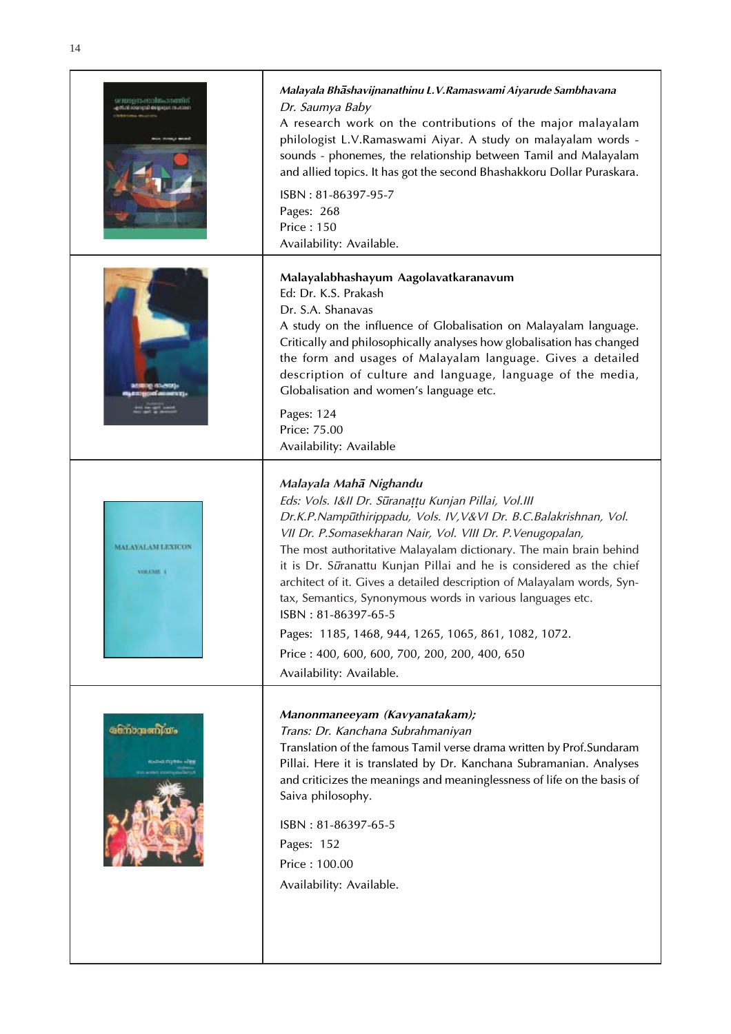***Malayala Bhāshavijnanathinu L.V.Ramaswami Aiyarude Sambhavana***

*Dr. Saumya Baby*

A research work on the contributions of the major malayalam philologist L.V.Ramaswami Aiyar. A study on malayalam words - sounds - phonemes, the relationship between Tamil and Malayalam and allied topics. It has got the second Bhashakkoru Dollar Puraskara.

ISBN : 81-86397-95-7

Pages: 268

Price : 150

Availability: Available.

---

**Malayalabhashayum Aagolavatkaranavum**

Ed: Dr. K.S. Prakash

Dr. S.A. Shanavas

A study on the influence of Globalisation on Malayalam language. Critically and philosophically analyses how globalisation has changed the form and usages of Malayalam language. Gives a detailed description of culture and language, language of the media, Globalisation and women's language etc.

Pages: 124

Price: 75.00

Availability: Available

---

***Malayala Mahā Nighandu***

*Eds: Vols. I&II Dr. Sūranaṭṭu Kunjan Pillai, Vol.III Dr.K.P.Nampūthirippadu, Vols. IV,V&VI Dr. B.C.Balakrishnan, Vol. VII Dr. P.Somasekharan Nair, Vol. VIII Dr. P.Venugopalan,*

The most authoritative Malayalam dictionary. The main brain behind it is Dr. Sūranattu Kunjan Pillai and he is considered as the chief architect of it. Gives a detailed description of Malayalam words, Syntax, Semantics, Synonymous words in various languages etc.

ISBN : 81-86397-65-5

Pages: 1185, 1468, 944, 1265, 1065, 861, 1082, 1072.

Price : 400, 600, 600, 700, 200, 200, 400, 650

Availability: Available.

---

***Manonmaneeyam (Kavyanatakam);***

*Trans: Dr. Kanchana Subrahmaniyan*

Translation of the famous Tamil verse drama written by Prof.Sundaram Pillai. Here it is translated by Dr. Kanchana Subramanian. Analyses and criticizes the meanings and meaninglessness of life on the basis of Saiva philosophy.

ISBN : 81-86397-65-5

Pages: 152

Price : 100.00

Availability: Available.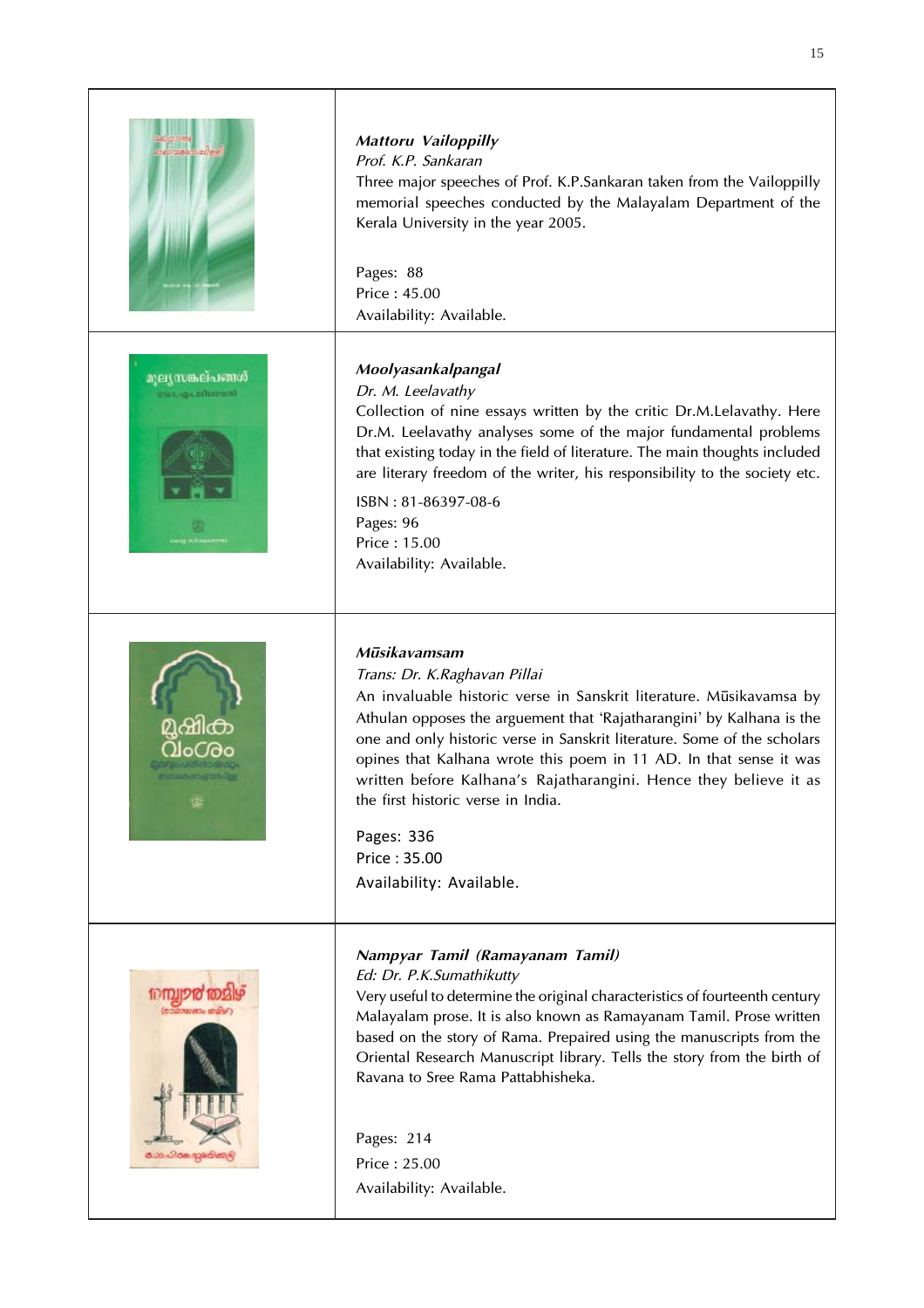***Mattoru Vailoppilly***

*Prof. K.P. Sankaran*

Three major speeches of Prof. K.P.Sankaran taken from the Vailoppilly memorial speeches conducted by the Malayalam Department of the Kerala University in the year 2005.

Pages: 88

Price : 45.00

Availability: Available.

***Moolyasankalpangal***

*Dr. M. Leelavathy*

Collection of nine essays written by the critic Dr.M.Lelavathy. Here Dr.M. Leelavathy analyses some of the major fundamental problems that existing today in the field of literature. The main thoughts included are literary freedom of the writer, his responsibility to the society etc.

ISBN : 81-86397-08-6

Pages: 96

Price : 15.00

Availability: Available.

***Mūsikavamsam***

*Trans: Dr. K.Raghavan Pillai*

An invaluable historic verse in Sanskrit literature. Mūsikavamsa by Athulan opposes the arguement that 'Rajatharangini' by Kalhana is the one and only historic verse in Sanskrit literature. Some of the scholars opines that Kalhana wrote this poem in 11 AD. In that sense it was written before Kalhana's Rajatharangini. Hence they believe it as the first historic verse in India.

Pages: 336

Price : 35.00

Availability: Available.

***Nampyar Tamil (Ramayanam Tamil)***

*Ed: Dr. P.K.Sumathikutty*

Very useful to determine the original characteristics of fourteenth century Malayalam prose. It is also known as Ramayanam Tamil. Prose written based on the story of Rama. Prepaired using the manuscripts from the Oriental Research Manuscript library. Tells the story from the birth of Ravana to Sree Rama Pattabhisheka.

Pages: 214

Price : 25.00

Availability: Available.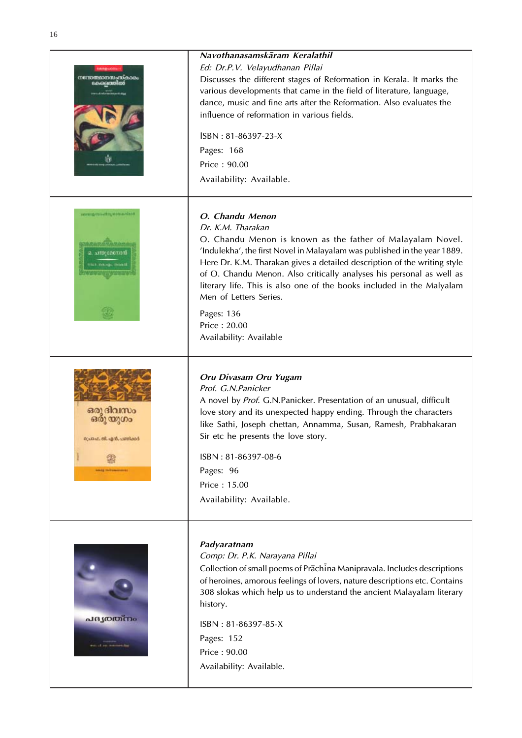***Navothanasamskāram Keralathil***

*Ed: Dr.P.V. Velayudhanan Pillai*

Discusses the different stages of Reformation in Kerala. It marks the various developments that came in the field of literature, language, dance, music and fine arts after the Reformation. Also evaluates the influence of reformation in various fields.

ISBN : 81-86397-23-X

Pages: 168

Price : 90.00

Availability: Available.

---

***O. Chandu Menon***

*Dr. K.M. Tharakan*

O. Chandu Menon is known as the father of Malayalam Novel. 'Indulekha', the first Novel in Malayalam was published in the year 1889. Here Dr. K.M. Tharakan gives a detailed description of the writing style of O. Chandu Menon. Also critically analyses his personal as well as literary life. This is also one of the books included in the Malyalam Men of Letters Series.

Pages: 136

Price : 20.00

Availability: Available

---

***Oru Divasam Oru Yugam***

*Prof. G.N.Panicker*

A novel by *Prof.* G.N.Panicker. Presentation of an unusual, difficult love story and its unexpected happy ending. Through the characters like Sathi, Joseph chettan, Annamma, Susan, Ramesh, Prabhakaran Sir etc he presents the love story.

ISBN : 81-86397-08-6

Pages: 96

Price : 15.00

Availability: Available.

---

***Padyaratnam***

*Comp: Dr. P.K. Narayana Pillai*

Collection of small poems of Prāchīna Manipravala. Includes descriptions of heroines, amorous feelings of lovers, nature descriptions etc. Contains 308 slokas which help us to understand the ancient Malayalam literary history.

ISBN : 81-86397-85-X

Pages: 152

Price : 90.00

Availability: Available.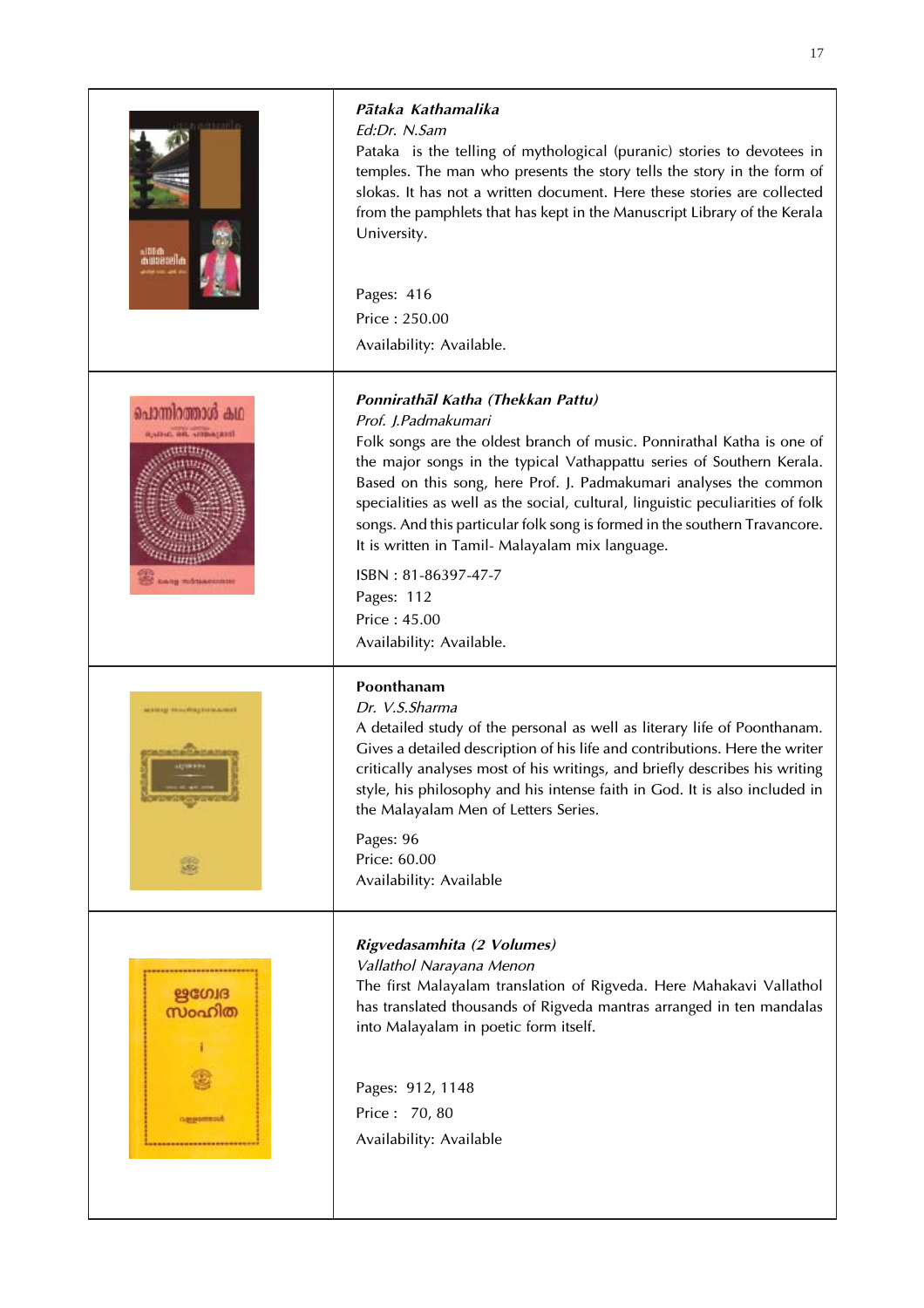***Pātaka Kathamalika***

*Ed:Dr. N.Sam*

Pataka is the telling of mythological (puranic) stories to devotees in temples. The man who presents the story tells the story in the form of slokas. It has not a written document. Here these stories are collected from the pamphlets that has kept in the Manuscript Library of the Kerala University.

Pages: 416

Price : 250.00

Availability: Available.

***Ponnirathāl Katha (Thekkan Pattu)***

*Prof. J.Padmakumari*

Folk songs are the oldest branch of music. Ponnirathal Katha is one of the major songs in the typical Vathappattu series of Southern Kerala. Based on this song, here Prof. J. Padmakumari analyses the common specialities as well as the social, cultural, linguistic peculiarities of folk songs. And this particular folk song is formed in the southern Travancore. It is written in Tamil- Malayalam mix language.

ISBN : 81-86397-47-7

Pages: 112

Price : 45.00

Availability: Available.

**Poonthanam**

*Dr. V.S.Sharma*

A detailed study of the personal as well as literary life of Poonthanam. Gives a detailed description of his life and contributions. Here the writer critically analyses most of his writings, and briefly describes his writing style, his philosophy and his intense faith in God. It is also included in the Malayalam Men of Letters Series.

Pages: 96

Price: 60.00

Availability: Available

***Rigvedasamhita (2 Volumes)***

*Vallathol Narayana Menon*

The first Malayalam translation of Rigveda. Here Mahakavi Vallathol has translated thousands of Rigveda mantras arranged in ten mandalas into Malayalam in poetic form itself.

Pages: 912, 1148

Price : 70, 80

Availability: Available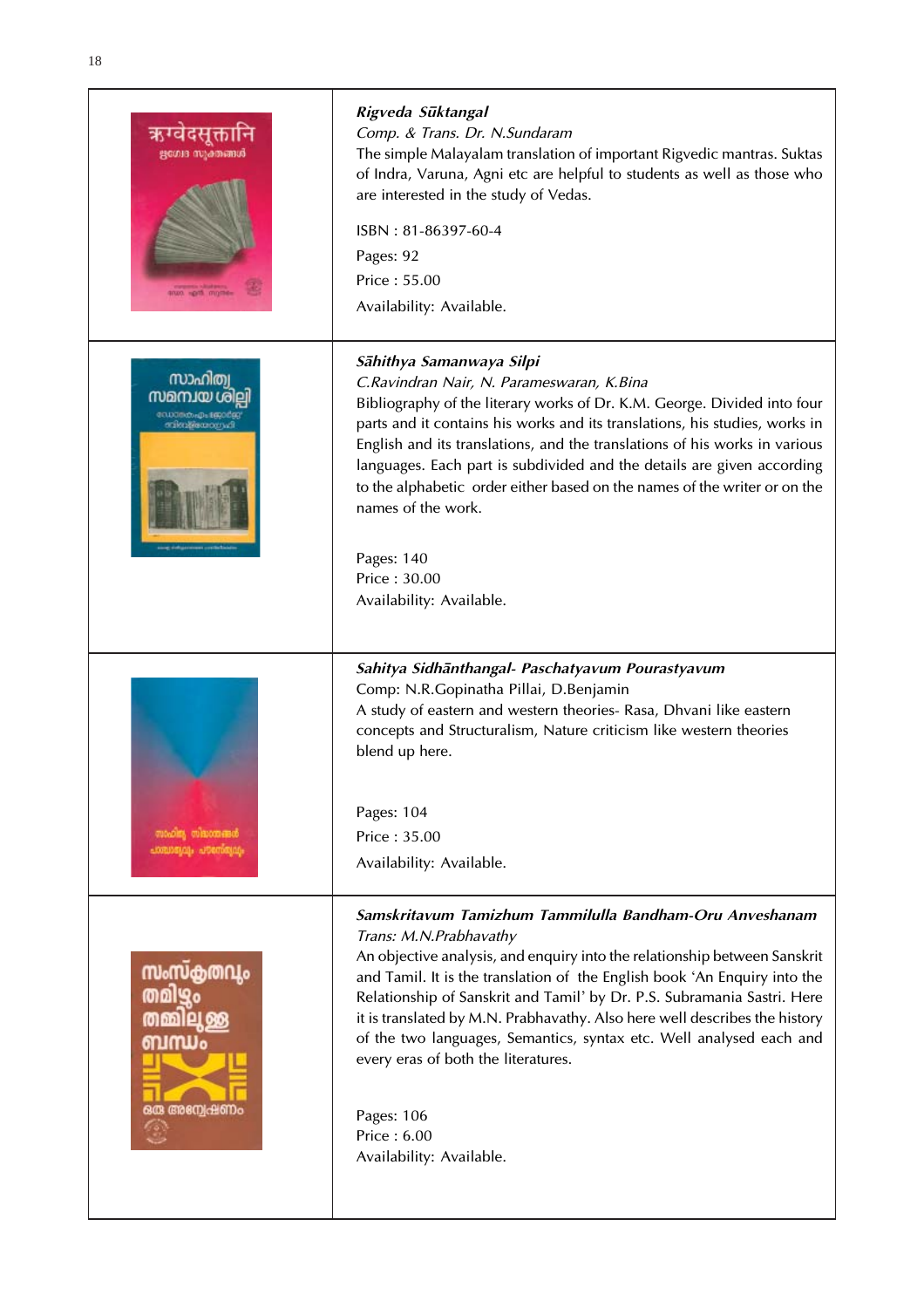***Rigveda Sūktangal***

*Comp. & Trans. Dr. N.Sundaram*

The simple Malayalam translation of important Rigvedic mantras. Suktas of Indra, Varuna, Agni etc are helpful to students as well as those who are interested in the study of Vedas.

ISBN : 81-86397-60-4

Pages: 92

Price : 55.00

Availability: Available.

***Sāhithya Samanwaya Silpi***

*C.Ravindran Nair, N. Parameswaran, K.Bina*

Bibliography of the literary works of Dr. K.M. George. Divided into four parts and it contains his works and its translations, his studies, works in English and its translations, and the translations of his works in various languages. Each part is subdivided and the details are given according to the alphabetic order either based on the names of the writer or on the names of the work.

Pages: 140

Price : 30.00

Availability: Available.

***Sahitya Sidhānthangal- Paschatyavum Pourastyavum***

Comp: N.R.Gopinatha Pillai, D.Benjamin

A study of eastern and western theories- Rasa, Dhvani like eastern concepts and Structuralism, Nature criticism like western theories blend up here.

Pages: 104

Price : 35.00

Availability: Available.

***Samskritavum Tamizhum Tammilulla Bandham-Oru Anveshanam***

*Trans: M.N.Prabhavathy*

An objective analysis, and enquiry into the relationship between Sanskrit and Tamil. It is the translation of the English book 'An Enquiry into the Relationship of Sanskrit and Tamil' by Dr. P.S. Subramania Sastri. Here it is translated by M.N. Prabhavathy. Also here well describes the history of the two languages, Semantics, syntax etc. Well analysed each and every eras of both the literatures.

Pages: 106

Price : 6.00

Availability: Available.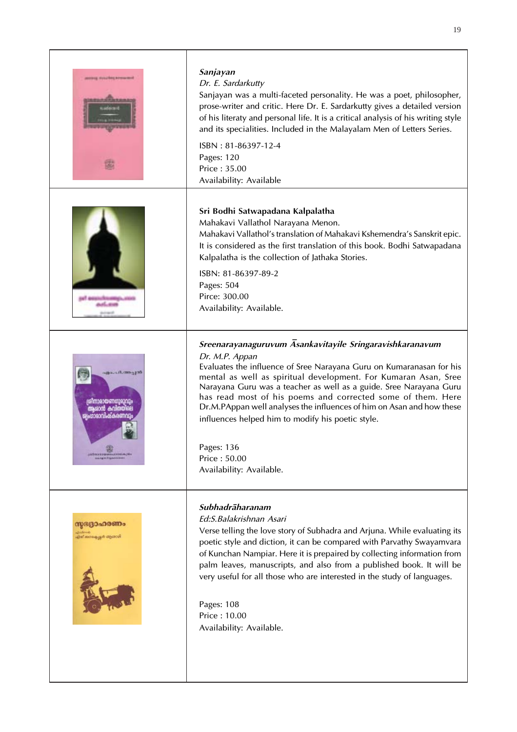***Sanjayan***

*Dr. E. Sardarkutty*

Sanjayan was a multi-faceted personality. He was a poet, philosopher, prose-writer and critic. Here Dr. E. Sardarkutty gives a detailed version of his literaty and personal life. It is a critical analysis of his writing style and its specialities. Included in the Malayalam Men of Letters Series.

ISBN : 81-86397-12-4
Pages: 120
Price : 35.00
Availability: Available

---

**Sri Bodhi Satwapadana Kalpalatha**

Mahakavi Vallathol Narayana Menon.

Mahakavi Vallathol's translation of Mahakavi Kshemendra's Sanskrit epic. It is considered as the first translation of this book. Bodhi Satwapadana Kalpalatha is the collection of Jathaka Stories.

ISBN: 81-86397-89-2
Pages: 504
Pirce: 300.00
Availability: Available.

---

***Sreenarayanaguruvum Āsankavitayile Sringaravishkaranavum***

*Dr. M.P. Appan*

Evaluates the influence of Sree Narayana Guru on Kumaranasan for his mental as well as spiritual development. For Kumaran Asan, Sree Narayana Guru was a teacher as well as a guide. Sree Narayana Guru has read most of his poems and corrected some of them. Here Dr.M.PAppan well analyses the influences of him on Asan and how these influences helped him to modify his poetic style.

Pages: 136
Price : 50.00
Availability: Available.

---

***Subhadrāharanam***

*Ed:S.Balakrishnan Asari*

Verse telling the love story of Subhadra and Arjuna. While evaluating its poetic style and diction, it can be compared with Parvathy Swayamvara of Kunchan Nampiar. Here it is prepaired by collecting information from palm leaves, manuscripts, and also from a published book. It will be very useful for all those who are interested in the study of languages.

Pages: 108
Price : 10.00
Availability: Available.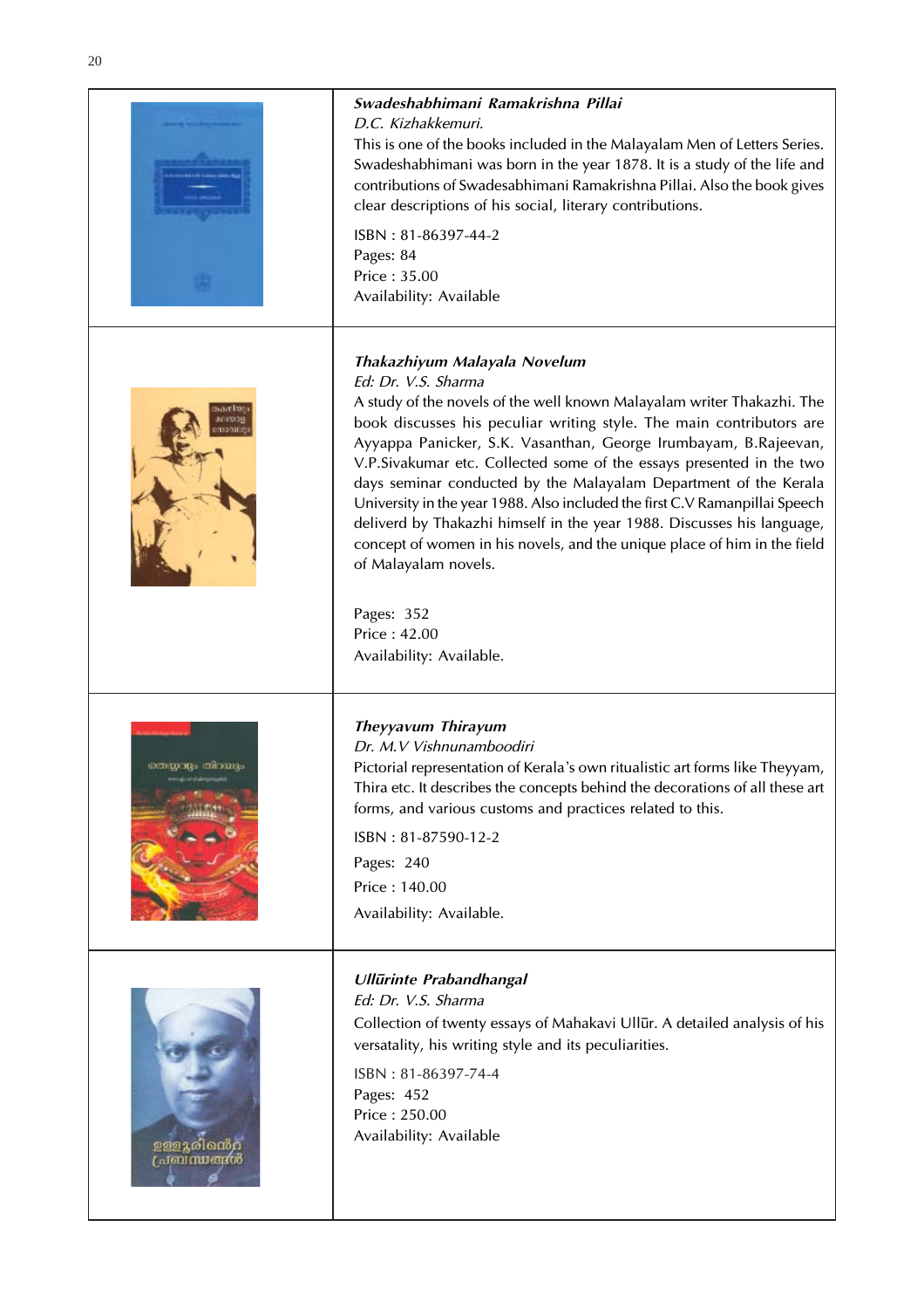### *Swadeshabhimani Ramakrishna Pillai*

*D.C. Kizhakkemuri.*

This is one of the books included in the Malayalam Men of Letters Series. Swadeshabhimani was born in the year 1878. It is a study of the life and contributions of Swadesabhimani Ramakrishna Pillai. Also the book gives clear descriptions of his social, literary contributions.

ISBN : 81-86397-44-2
Pages: 84
Price : 35.00
Availability: Available

### *Thakazhiyum Malayala Novelum*

*Ed: Dr. V.S. Sharma*

A study of the novels of the well known Malayalam writer Thakazhi. The book discusses his peculiar writing style. The main contributors are Ayyappa Panicker, S.K. Vasanthan, George Irumbayam, B.Rajeevan, V.P.Sivakumar etc. Collected some of the essays presented in the two days seminar conducted by the Malayalam Department of the Kerala University in the year 1988. Also included the first C.V Ramanpillai Speech deliverd by Thakazhi himself in the year 1988. Discusses his language, concept of women in his novels, and the unique place of him in the field of Malayalam novels.

Pages: 352
Price : 42.00
Availability: Available.

### *Theyyavum Thirayum*

*Dr. M.V Vishnunamboodiri*

Pictorial representation of Kerala's own ritualistic art forms like Theyyam, Thira etc. It describes the concepts behind the decorations of all these art forms, and various customs and practices related to this.

ISBN : 81-87590-12-2
Pages: 240
Price : 140.00
Availability: Available.

### *Ullūrinte Prabandhangal*

*Ed: Dr. V.S. Sharma*

Collection of twenty essays of Mahakavi Ullūr. A detailed analysis of his versatality, his writing style and its peculiarities.

ISBN : 81-86397-74-4
Pages: 452
Price : 250.00
Availability: Available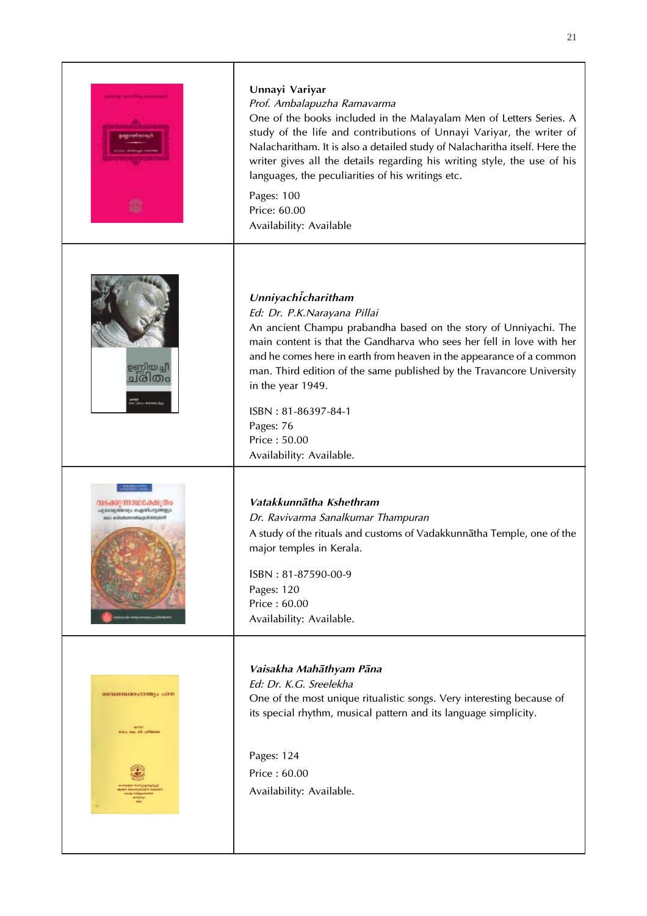**Unnayi Variyar**

*Prof. Ambalapuzha Ramavarma*

One of the books included in the Malayalam Men of Letters Series. A study of the life and contributions of Unnayi Variyar, the writer of Nalacharitham. It is also a detailed study of Nalacharitha itself. Here the writer gives all the details regarding his writing style, the use of his languages, the peculiarities of his writings etc.

Pages: 100

Price: 60.00

Availability: Available

***Unniyachīcharitham***

*Ed: Dr. P.K.Narayana Pillai*

An ancient Champu prabandha based on the story of Unniyachi. The main content is that the Gandharva who sees her fell in love with her and he comes here in earth from heaven in the appearance of a common man. Third edition of the same published by the Travancore University in the year 1949.

ISBN : 81-86397-84-1

Pages: 76

Price : 50.00

Availability: Available.

***Vatakkunnātha Kshethram***

*Dr. Ravivarma Sanalkumar Thampuran*

A study of the rituals and customs of Vadakkunnātha Temple, one of the major temples in Kerala.

ISBN : 81-87590-00-9

Pages: 120

Price : 60.00

Availability: Available.

***Vaisakha Mahāthyam Pāna***

*Ed: Dr. K.G. Sreelekha*

One of the most unique ritualistic songs. Very interesting because of its special rhythm, musical pattern and its language simplicity.

Pages: 124

Price : 60.00

Availability: Available.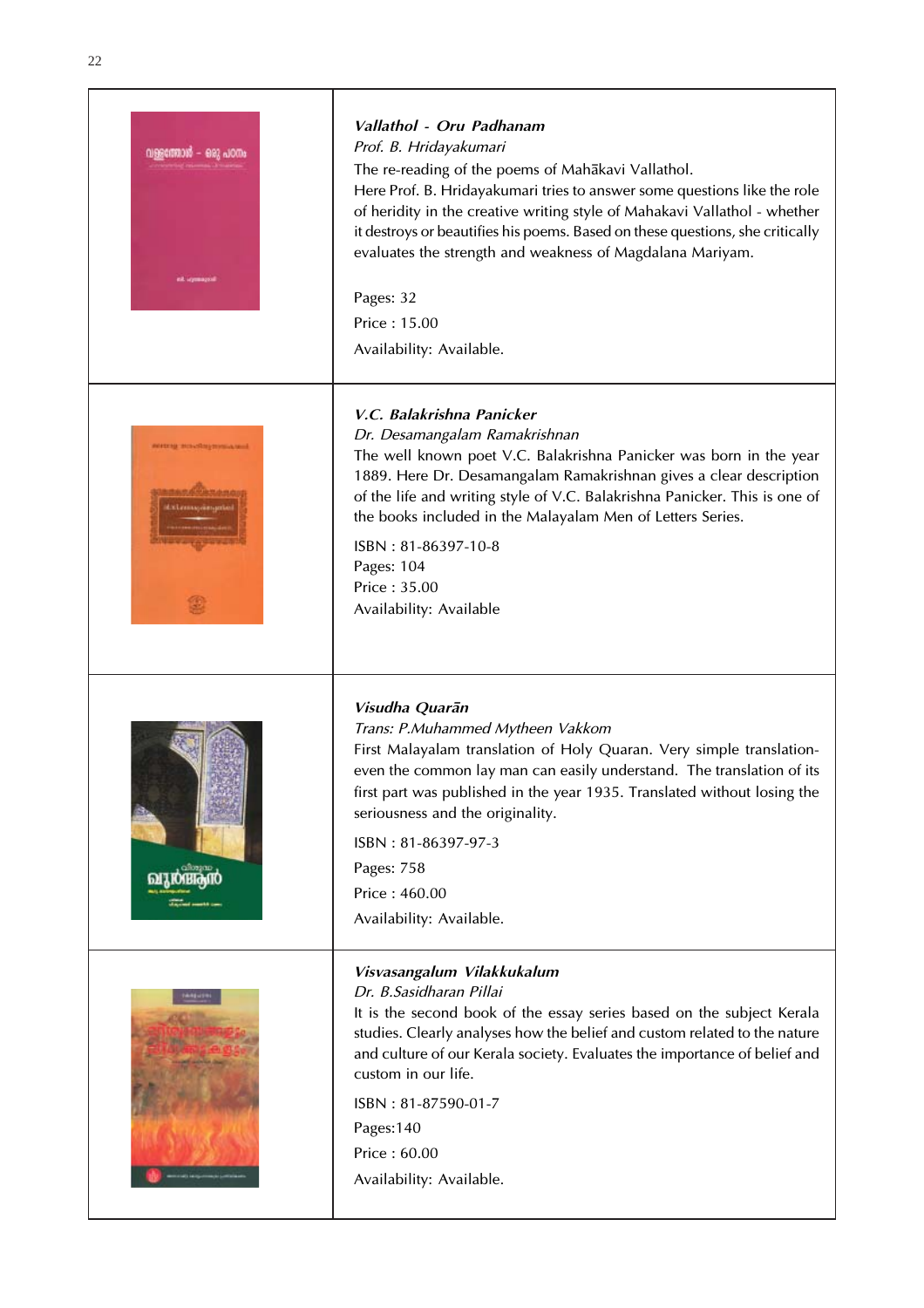### *Vallathol - Oru Padhanam*

*Prof. B. Hridayakumari*

The re-reading of the poems of Mahākavi Vallathol.

Here Prof. B. Hridayakumari tries to answer some questions like the role of heridity in the creative writing style of Mahakavi Vallathol - whether it destroys or beautifies his poems. Based on these questions, she critically evaluates the strength and weakness of Magdalana Mariyam.

Pages: 32

Price : 15.00

Availability: Available.

### *V.C. Balakrishna Panicker*

*Dr. Desamangalam Ramakrishnan*

The well known poet V.C. Balakrishna Panicker was born in the year 1889. Here Dr. Desamangalam Ramakrishnan gives a clear description of the life and writing style of V.C. Balakrishna Panicker. This is one of the books included in the Malayalam Men of Letters Series.

ISBN : 81-86397-10-8

Pages: 104

Price : 35.00

Availability: Available

### *Visudha Quarān*

*Trans: P.Muhammed Mytheen Vakkom*

First Malayalam translation of Holy Quaran. Very simple translation- even the common lay man can easily understand. The translation of its first part was published in the year 1935. Translated without losing the seriousness and the originality.

ISBN : 81-86397-97-3

Pages: 758

Price : 460.00

Availability: Available.

### *Visvasangalum Vilakkukalum*

*Dr. B.Sasidharan Pillai*

It is the second book of the essay series based on the subject Kerala studies. Clearly analyses how the belief and custom related to the nature and culture of our Kerala society. Evaluates the importance of belief and custom in our life.

ISBN : 81-87590-01-7

Pages:140

Price : 60.00

Availability: Available.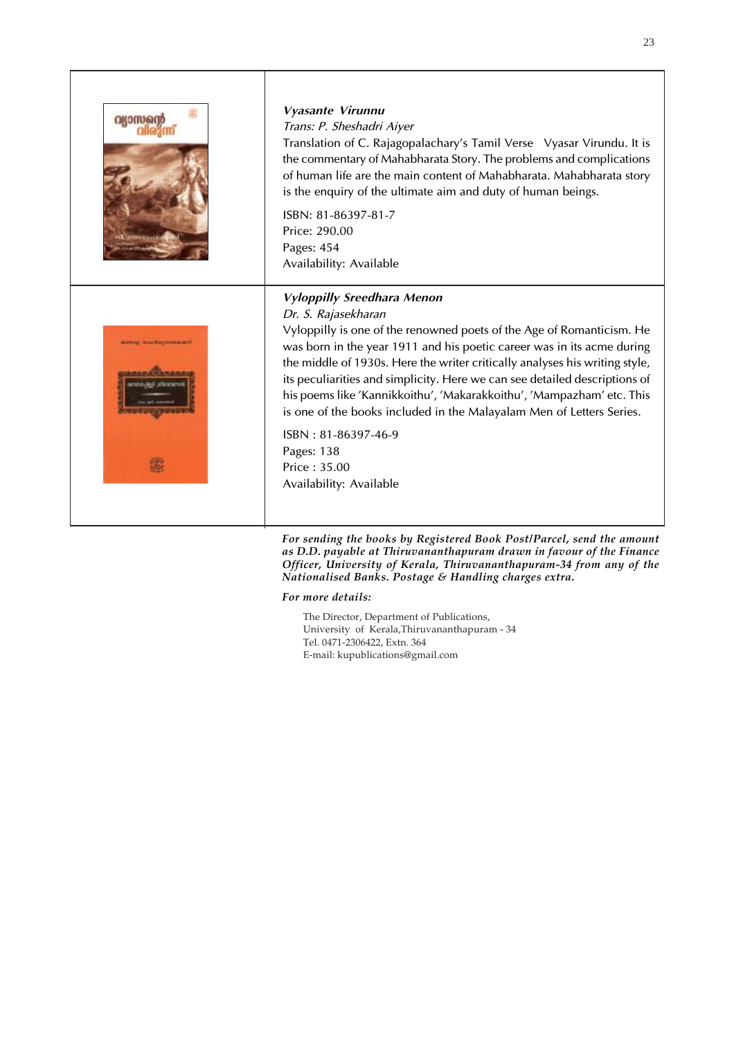***Vyasante Virunnu***

*Trans: P. Sheshadri Aiyer*

Translation of C. Rajagopalachary's Tamil Verse Vyasar Virundu. It is the commentary of Mahabharata Story. The problems and complications of human life are the main content of Mahabharata. Mahabharata story is the enquiry of the ultimate aim and duty of human beings.

ISBN: 81-86397-81-7
Price: 290.00
Pages: 454
Availability: Available

***Vyloppilly Sreedhara Menon***

*Dr. S. Rajasekharan*

Vyloppilly is one of the renowned poets of the Age of Romanticism. He was born in the year 1911 and his poetic career was in its acme during the middle of 1930s. Here the writer critically analyses his writing style, its peculiarities and simplicity. Here we can see detailed descriptions of his poems like 'Kannikkoithu', 'Makarakkoithu', 'Mampazham' etc. This is one of the books included in the Malayalam Men of Letters Series.

ISBN : 81-86397-46-9
Pages: 138
Price : 35.00
Availability: Available

***For sending the books by Registered Book Post/Parcel, send the amount as D.D. payable at Thiruvananthapuram drawn in favour of the Finance Officer, University of Kerala, Thiruvananthapuram-34 from any of the Nationalised Banks. Postage & Handling charges extra.***

***For more details:***

The Director, Department of Publications,
University of Kerala,Thiruvananthapuram - 34
Tel. 0471-2306422, Extn. 364
E-mail: kupublications@gmail.com